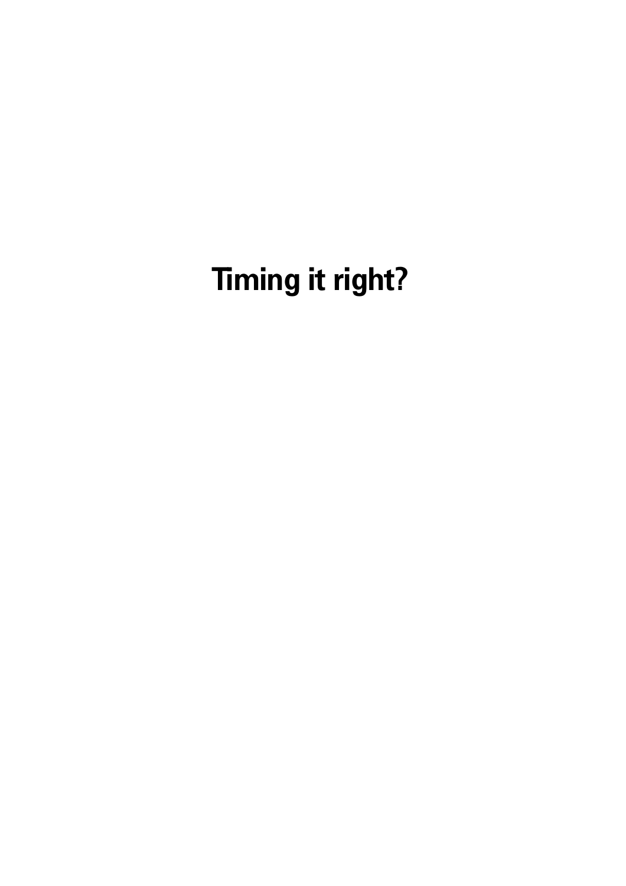# Timing it right?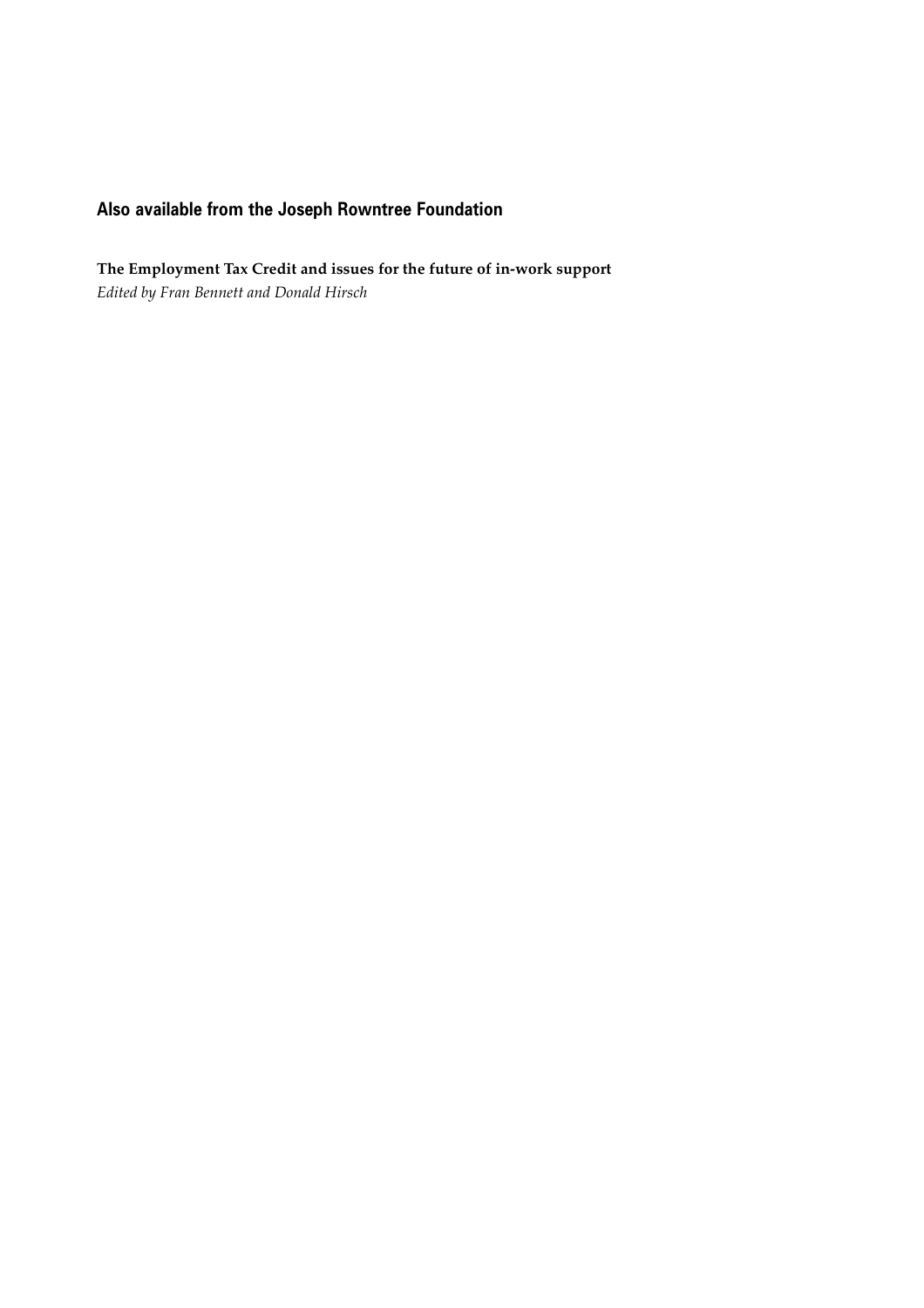## Also available from the Joseph Rowntree Foundation

**The Employment Tax Credit and issues for the future of in-work support**
*Edited by Fran Bennett and Donald Hirsch*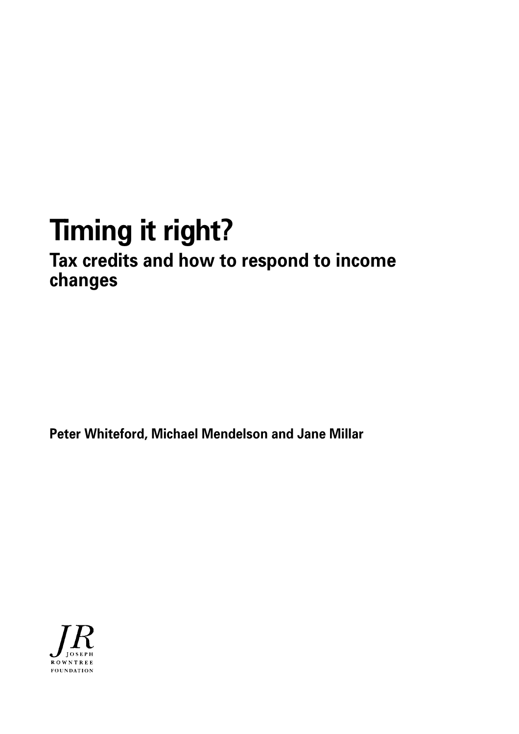# Timing it right?

## Tax credits and how to respond to income changes

**Peter Whiteford, Michael Mendelson and Jane Millar**

JR
JOSEPH
ROWNTREE
FOUNDATION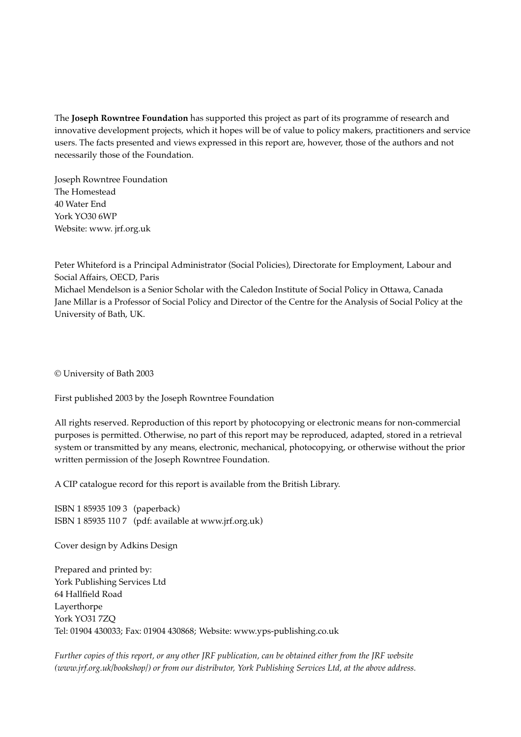The **Joseph Rowntree Foundation** has supported this project as part of its programme of research and innovative development projects, which it hopes will be of value to policy makers, practitioners and service users. The facts presented and views expressed in this report are, however, those of the authors and not necessarily those of the Foundation.

Joseph Rowntree Foundation
The Homestead
40 Water End
York YO30 6WP
Website: www. jrf.org.uk

Peter Whiteford is a Principal Administrator (Social Policies), Directorate for Employment, Labour and Social Affairs, OECD, Paris
Michael Mendelson is a Senior Scholar with the Caledon Institute of Social Policy in Ottawa, Canada
Jane Millar is a Professor of Social Policy and Director of the Centre for the Analysis of Social Policy at the University of Bath, UK.

© University of Bath 2003

First published 2003 by the Joseph Rowntree Foundation

All rights reserved. Reproduction of this report by photocopying or electronic means for non-commercial purposes is permitted. Otherwise, no part of this report may be reproduced, adapted, stored in a retrieval system or transmitted by any means, electronic, mechanical, photocopying, or otherwise without the prior written permission of the Joseph Rowntree Foundation.

A CIP catalogue record for this report is available from the British Library.

ISBN 1 85935 109 3 (paperback)
ISBN 1 85935 110 7 (pdf: available at www.jrf.org.uk)

Cover design by Adkins Design

Prepared and printed by:
York Publishing Services Ltd
64 Hallfield Road
Layerthorpe
York YO31 7ZQ
Tel: 01904 430033; Fax: 01904 430868; Website: www.yps-publishing.co.uk

*Further copies of this report, or any other JRF publication, can be obtained either from the JRF website (www.jrf.org.uk/bookshop/) or from our distributor, York Publishing Services Ltd, at the above address.*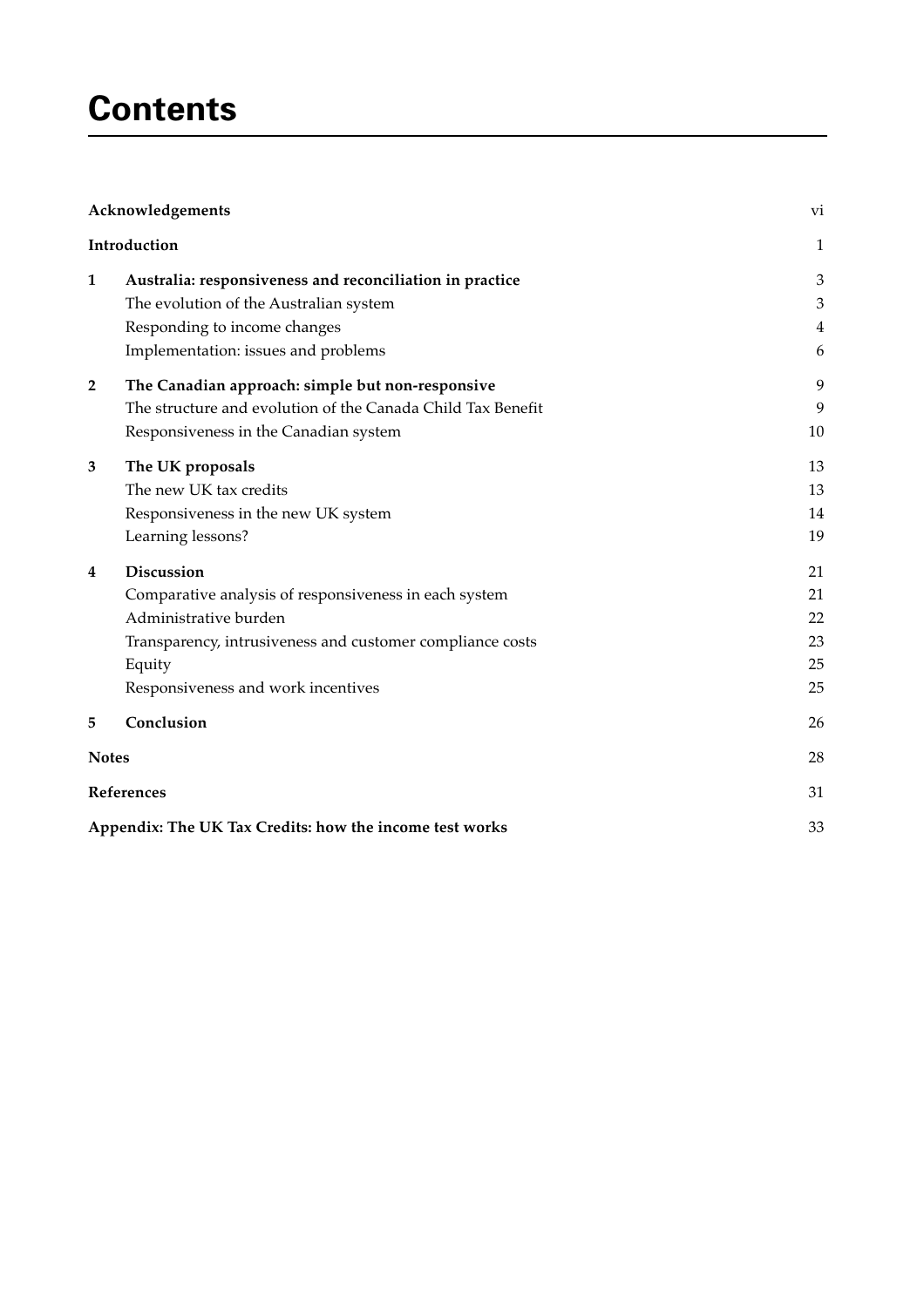# Contents

| | | |
|---|---|---|
| **Acknowledgements** | | vi |
| **Introduction** | | 1 |
| **1** | **Australia: responsiveness and reconciliation in practice** | 3 |
| | The evolution of the Australian system | 3 |
| | Responding to income changes | 4 |
| | Implementation: issues and problems | 6 |
| **2** | **The Canadian approach: simple but non-responsive** | 9 |
| | The structure and evolution of the Canada Child Tax Benefit | 9 |
| | Responsiveness in the Canadian system | 10 |
| **3** | **The UK proposals** | 13 |
| | The new UK tax credits | 13 |
| | Responsiveness in the new UK system | 14 |
| | Learning lessons? | 19 |
| **4** | **Discussion** | 21 |
| | Comparative analysis of responsiveness in each system | 21 |
| | Administrative burden | 22 |
| | Transparency, intrusiveness and customer compliance costs | 23 |
| | Equity | 25 |
| | Responsiveness and work incentives | 25 |
| **5** | **Conclusion** | 26 |
| **Notes** | | 28 |
| **References** | | 31 |
| **Appendix: The UK Tax Credits: how the income test works** | | 33 |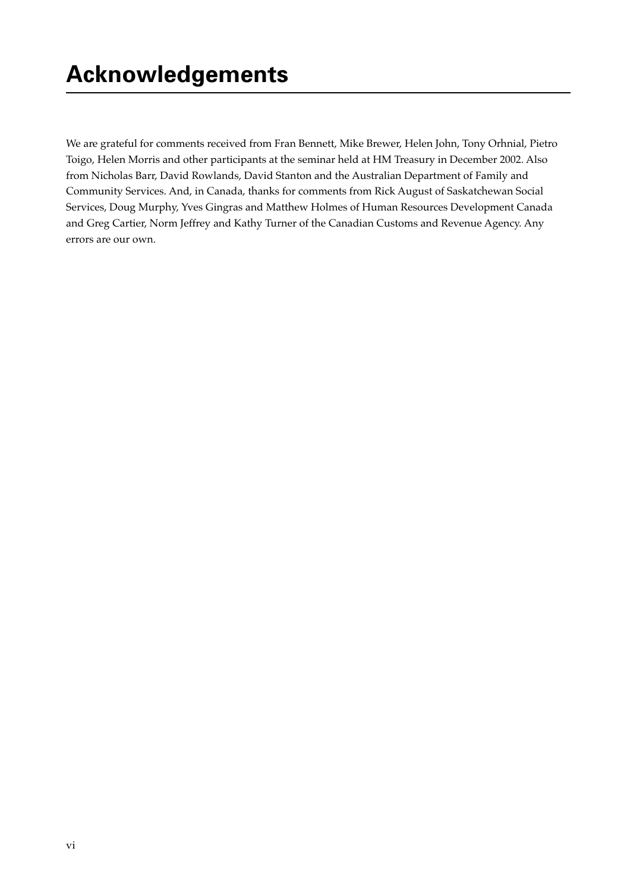# Acknowledgements

We are grateful for comments received from Fran Bennett, Mike Brewer, Helen John, Tony Orhnial, Pietro Toigo, Helen Morris and other participants at the seminar held at HM Treasury in December 2002. Also from Nicholas Barr, David Rowlands, David Stanton and the Australian Department of Family and Community Services. And, in Canada, thanks for comments from Rick August of Saskatchewan Social Services, Doug Murphy, Yves Gingras and Matthew Holmes of Human Resources Development Canada and Greg Cartier, Norm Jeffrey and Kathy Turner of the Canadian Customs and Revenue Agency. Any errors are our own.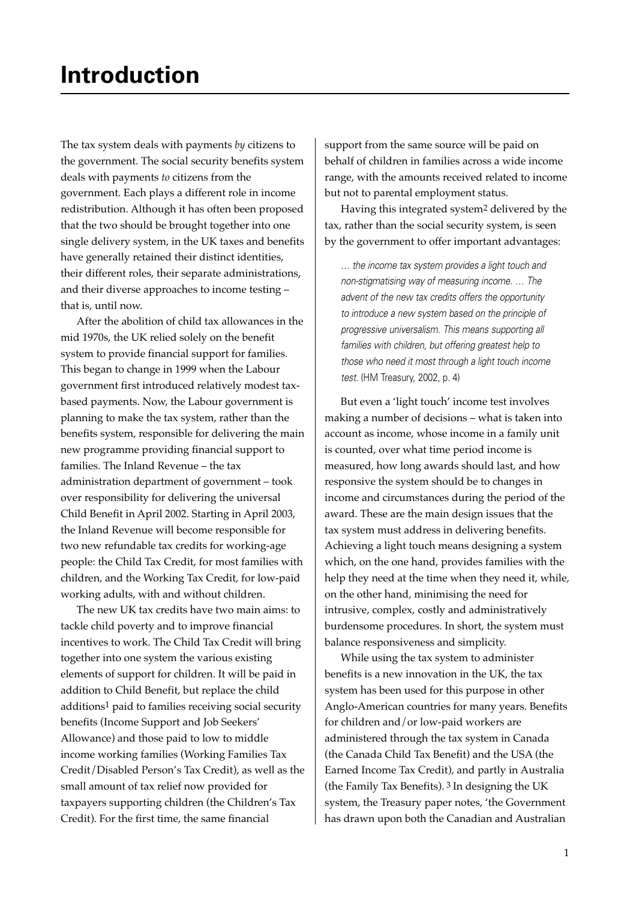# Introduction

The tax system deals with payments *by* citizens to the government. The social security benefits system deals with payments *to* citizens from the government. Each plays a different role in income redistribution. Although it has often been proposed that the two should be brought together into one single delivery system, in the UK taxes and benefits have generally retained their distinct identities, their different roles, their separate administrations, and their diverse approaches to income testing – that is, until now.

After the abolition of child tax allowances in the mid 1970s, the UK relied solely on the benefit system to provide financial support for families. This began to change in 1999 when the Labour government first introduced relatively modest tax-based payments. Now, the Labour government is planning to make the tax system, rather than the benefits system, responsible for delivering the main new programme providing financial support to families. The Inland Revenue – the tax administration department of government – took over responsibility for delivering the universal Child Benefit in April 2002. Starting in April 2003, the Inland Revenue will become responsible for two new refundable tax credits for working-age people: the Child Tax Credit, for most families with children, and the Working Tax Credit, for low-paid working adults, with and without children.

The new UK tax credits have two main aims: to tackle child poverty and to improve financial incentives to work. The Child Tax Credit will bring together into one system the various existing elements of support for children. It will be paid in addition to Child Benefit, but replace the child additions[1] paid to families receiving social security benefits (Income Support and Job Seekers' Allowance) and those paid to low to middle income working families (Working Families Tax Credit/Disabled Person's Tax Credit), as well as the small amount of tax relief now provided for taxpayers supporting children (the Children's Tax Credit). For the first time, the same financial support from the same source will be paid on behalf of children in families across a wide income range, with the amounts received related to income but not to parental employment status.

Having this integrated system[2] delivered by the tax, rather than the social security system, is seen by the government to offer important advantages:

> *… the income tax system provides a light touch and non-stigmatising way of measuring income. … The advent of the new tax credits offers the opportunity to introduce a new system based on the principle of progressive universalism. This means supporting all families with children, but offering greatest help to those who need it most through a light touch income test.* (HM Treasury, 2002, p. 4)

But even a 'light touch' income test involves making a number of decisions – what is taken into account as income, whose income in a family unit is counted, over what time period income is measured, how long awards should last, and how responsive the system should be to changes in income and circumstances during the period of the award. These are the main design issues that the tax system must address in delivering benefits. Achieving a light touch means designing a system which, on the one hand, provides families with the help they need at the time when they need it, while, on the other hand, minimising the need for intrusive, complex, costly and administratively burdensome procedures. In short, the system must balance responsiveness and simplicity.

While using the tax system to administer benefits is a new innovation in the UK, the tax system has been used for this purpose in other Anglo-American countries for many years. Benefits for children and/or low-paid workers are administered through the tax system in Canada (the Canada Child Tax Benefit) and the USA (the Earned Income Tax Credit), and partly in Australia (the Family Tax Benefits).[3] In designing the UK system, the Treasury paper notes, 'the Government has drawn upon both the Canadian and Australian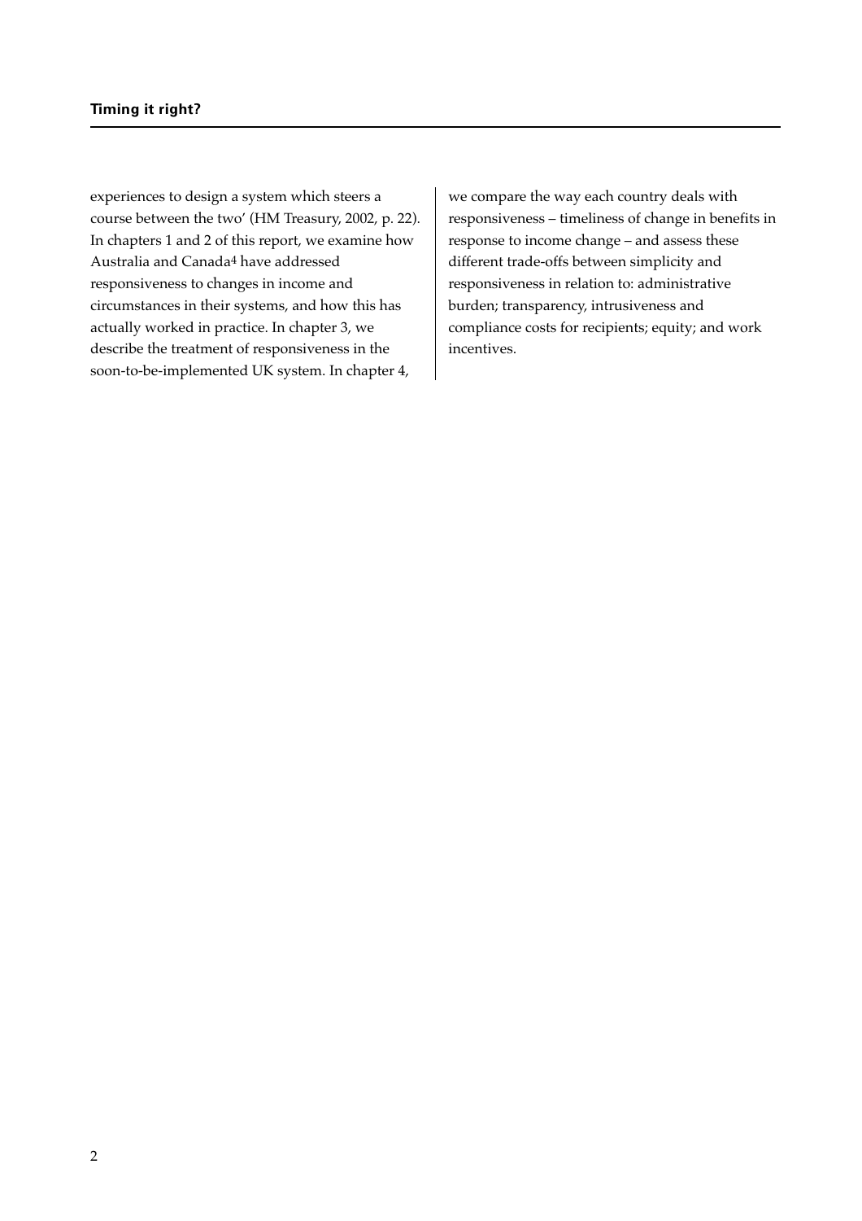experiences to design a system which steers a course between the two' (HM Treasury, 2002, p. 22). In chapters 1 and 2 of this report, we examine how Australia and Canada[4] have addressed responsiveness to changes in income and circumstances in their systems, and how this has actually worked in practice. In chapter 3, we describe the treatment of responsiveness in the soon-to-be-implemented UK system. In chapter 4, we compare the way each country deals with responsiveness – timeliness of change in benefits in response to income change – and assess these different trade-offs between simplicity and responsiveness in relation to: administrative burden; transparency, intrusiveness and compliance costs for recipients; equity; and work incentives.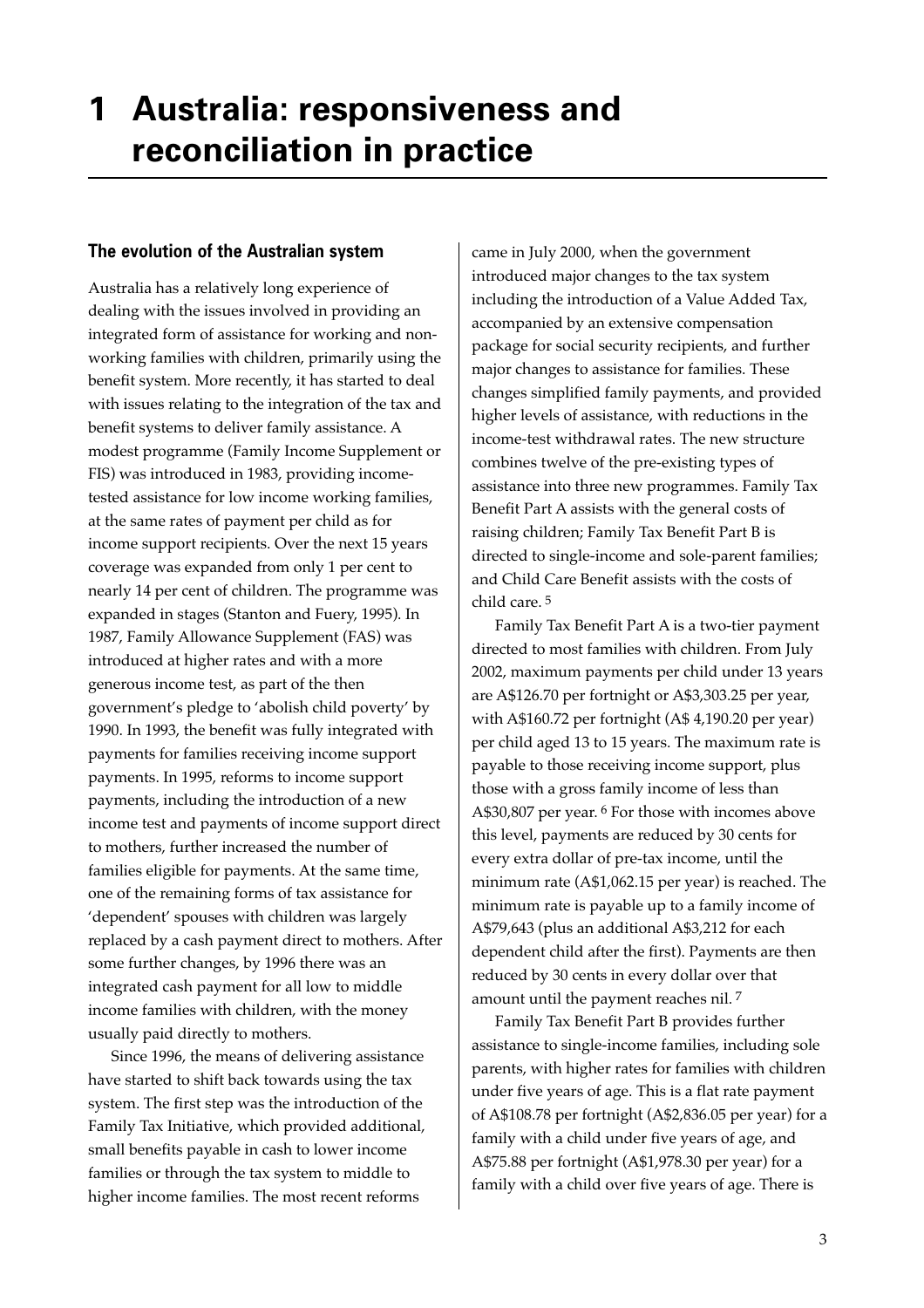# 1 Australia: responsiveness and reconciliation in practice

## The evolution of the Australian system

Australia has a relatively long experience of dealing with the issues involved in providing an integrated form of assistance for working and non-working families with children, primarily using the benefit system. More recently, it has started to deal with issues relating to the integration of the tax and benefit systems to deliver family assistance. A modest programme (Family Income Supplement or FIS) was introduced in 1983, providing income-tested assistance for low income working families, at the same rates of payment per child as for income support recipients. Over the next 15 years coverage was expanded from only 1 per cent to nearly 14 per cent of children. The programme was expanded in stages (Stanton and Fuery, 1995). In 1987, Family Allowance Supplement (FAS) was introduced at higher rates and with a more generous income test, as part of the then government's pledge to 'abolish child poverty' by 1990. In 1993, the benefit was fully integrated with payments for families receiving income support payments. In 1995, reforms to income support payments, including the introduction of a new income test and payments of income support direct to mothers, further increased the number of families eligible for payments. At the same time, one of the remaining forms of tax assistance for 'dependent' spouses with children was largely replaced by a cash payment direct to mothers. After some further changes, by 1996 there was an integrated cash payment for all low to middle income families with children, with the money usually paid directly to mothers.

Since 1996, the means of delivering assistance have started to shift back towards using the tax system. The first step was the introduction of the Family Tax Initiative, which provided additional, small benefits payable in cash to lower income families or through the tax system to middle to higher income families. The most recent reforms came in July 2000, when the government introduced major changes to the tax system including the introduction of a Value Added Tax, accompanied by an extensive compensation package for social security recipients, and further major changes to assistance for families. These changes simplified family payments, and provided higher levels of assistance, with reductions in the income-test withdrawal rates. The new structure combines twelve of the pre-existing types of assistance into three new programmes. Family Tax Benefit Part A assists with the general costs of raising children; Family Tax Benefit Part B is directed to single-income and sole-parent families; and Child Care Benefit assists with the costs of child care. [5]

Family Tax Benefit Part A is a two-tier payment directed to most families with children. From July 2002, maximum payments per child under 13 years are A$126.70 per fortnight or A$3,303.25 per year, with A$160.72 per fortnight (A$ 4,190.20 per year) per child aged 13 to 15 years. The maximum rate is payable to those receiving income support, plus those with a gross family income of less than A$30,807 per year. [6] For those with incomes above this level, payments are reduced by 30 cents for every extra dollar of pre-tax income, until the minimum rate (A$1,062.15 per year) is reached. The minimum rate is payable up to a family income of A$79,643 (plus an additional A$3,212 for each dependent child after the first). Payments are then reduced by 30 cents in every dollar over that amount until the payment reaches nil. [7]

Family Tax Benefit Part B provides further assistance to single-income families, including sole parents, with higher rates for families with children under five years of age. This is a flat rate payment of A$108.78 per fortnight (A$2,836.05 per year) for a family with a child under five years of age, and A$75.88 per fortnight (A$1,978.30 per year) for a family with a child over five years of age. There is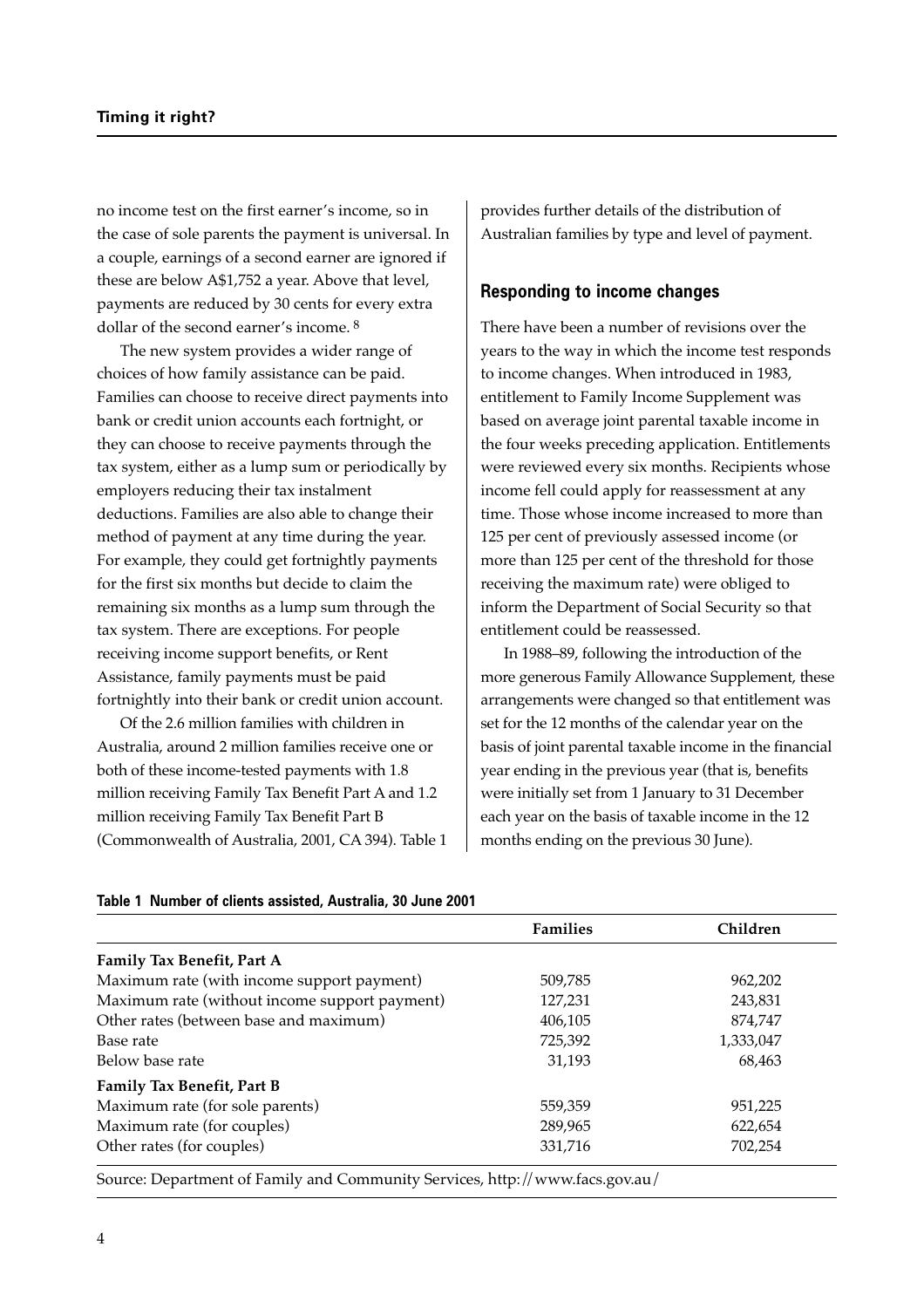no income test on the first earner's income, so in the case of sole parents the payment is universal. In a couple, earnings of a second earner are ignored if these are below A$1,752 a year. Above that level, payments are reduced by 30 cents for every extra dollar of the second earner's income. [8]

The new system provides a wider range of choices of how family assistance can be paid. Families can choose to receive direct payments into bank or credit union accounts each fortnight, or they can choose to receive payments through the tax system, either as a lump sum or periodically by employers reducing their tax instalment deductions. Families are also able to change their method of payment at any time during the year. For example, they could get fortnightly payments for the first six months but decide to claim the remaining six months as a lump sum through the tax system. There are exceptions. For people receiving income support benefits, or Rent Assistance, family payments must be paid fortnightly into their bank or credit union account.

Of the 2.6 million families with children in Australia, around 2 million families receive one or both of these income-tested payments with 1.8 million receiving Family Tax Benefit Part A and 1.2 million receiving Family Tax Benefit Part B (Commonwealth of Australia, 2001, CA 394). Table 1 provides further details of the distribution of Australian families by type and level of payment.

## Responding to income changes

There have been a number of revisions over the years to the way in which the income test responds to income changes. When introduced in 1983, entitlement to Family Income Supplement was based on average joint parental taxable income in the four weeks preceding application. Entitlements were reviewed every six months. Recipients whose income fell could apply for reassessment at any time. Those whose income increased to more than 125 per cent of previously assessed income (or more than 125 per cent of the threshold for those receiving the maximum rate) were obliged to inform the Department of Social Security so that entitlement could be reassessed.

In 1988–89, following the introduction of the more generous Family Allowance Supplement, these arrangements were changed so that entitlement was set for the 12 months of the calendar year on the basis of joint parental taxable income in the financial year ending in the previous year (that is, benefits were initially set from 1 January to 31 December each year on the basis of taxable income in the 12 months ending on the previous 30 June).

**Table 1 Number of clients assisted, Australia, 30 June 2001**

| | Families | Children |
|---|---|---|
| **Family Tax Benefit, Part A** | | |
| Maximum rate (with income support payment) | 509,785 | 962,202 |
| Maximum rate (without income support payment) | 127,231 | 243,831 |
| Other rates (between base and maximum) | 406,105 | 874,747 |
| Base rate | 725,392 | 1,333,047 |
| Below base rate | 31,193 | 68,463 |
| **Family Tax Benefit, Part B** | | |
| Maximum rate (for sole parents) | 559,359 | 951,225 |
| Maximum rate (for couples) | 289,965 | 622,654 |
| Other rates (for couples) | 331,716 | 702,254 |

Source: Department of Family and Community Services, http://www.facs.gov.au/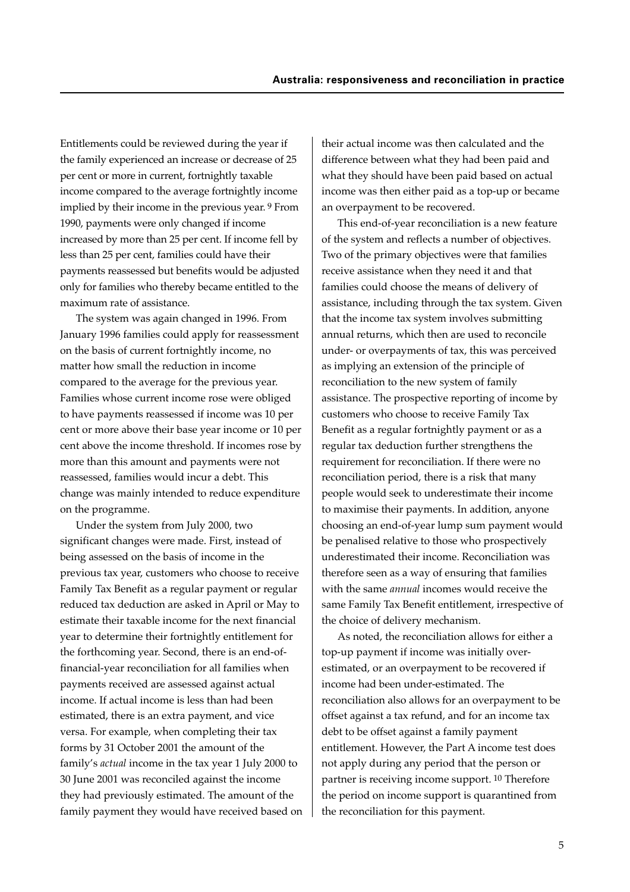Entitlements could be reviewed during the year if the family experienced an increase or decrease of 25 per cent or more in current, fortnightly taxable income compared to the average fortnightly income implied by their income in the previous year.[9] From 1990, payments were only changed if income increased by more than 25 per cent. If income fell by less than 25 per cent, families could have their payments reassessed but benefits would be adjusted only for families who thereby became entitled to the maximum rate of assistance.

The system was again changed in 1996. From January 1996 families could apply for reassessment on the basis of current fortnightly income, no matter how small the reduction in income compared to the average for the previous year. Families whose current income rose were obliged to have payments reassessed if income was 10 per cent or more above their base year income or 10 per cent above the income threshold. If incomes rose by more than this amount and payments were not reassessed, families would incur a debt. This change was mainly intended to reduce expenditure on the programme.

Under the system from July 2000, two significant changes were made. First, instead of being assessed on the basis of income in the previous tax year, customers who choose to receive Family Tax Benefit as a regular payment or regular reduced tax deduction are asked in April or May to estimate their taxable income for the next financial year to determine their fortnightly entitlement for the forthcoming year. Second, there is an end-of-financial-year reconciliation for all families when payments received are assessed against actual income. If actual income is less than had been estimated, there is an extra payment, and vice versa. For example, when completing their tax forms by 31 October 2001 the amount of the family's *actual* income in the tax year 1 July 2000 to 30 June 2001 was reconciled against the income they had previously estimated. The amount of the family payment they would have received based on their actual income was then calculated and the difference between what they had been paid and what they should have been paid based on actual income was then either paid as a top-up or became an overpayment to be recovered.

This end-of-year reconciliation is a new feature of the system and reflects a number of objectives. Two of the primary objectives were that families receive assistance when they need it and that families could choose the means of delivery of assistance, including through the tax system. Given that the income tax system involves submitting annual returns, which then are used to reconcile under- or overpayments of tax, this was perceived as implying an extension of the principle of reconciliation to the new system of family assistance. The prospective reporting of income by customers who choose to receive Family Tax Benefit as a regular fortnightly payment or as a regular tax deduction further strengthens the requirement for reconciliation. If there were no reconciliation period, there is a risk that many people would seek to underestimate their income to maximise their payments. In addition, anyone choosing an end-of-year lump sum payment would be penalised relative to those who prospectively underestimated their income. Reconciliation was therefore seen as a way of ensuring that families with the same *annual* incomes would receive the same Family Tax Benefit entitlement, irrespective of the choice of delivery mechanism.

As noted, the reconciliation allows for either a top-up payment if income was initially over-estimated, or an overpayment to be recovered if income had been under-estimated. The reconciliation also allows for an overpayment to be offset against a tax refund, and for an income tax debt to be offset against a family payment entitlement. However, the Part A income test does not apply during any period that the person or partner is receiving income support.[10] Therefore the period on income support is quarantined from the reconciliation for this payment.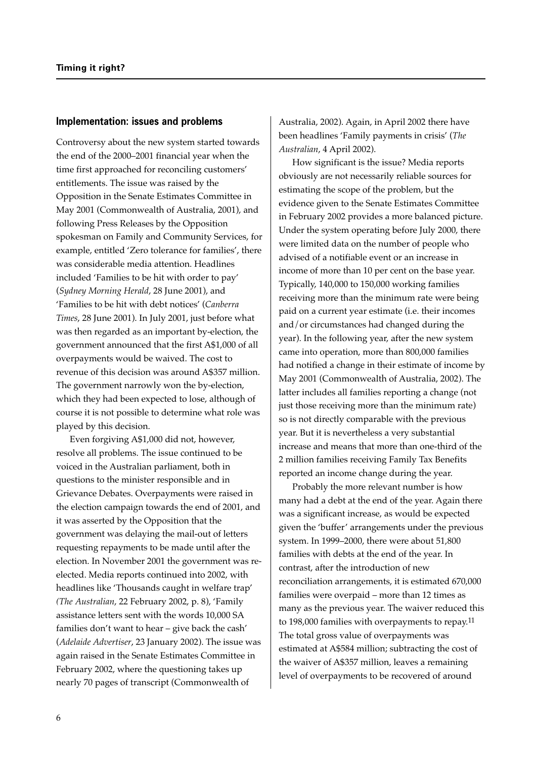## Implementation: issues and problems

Controversy about the new system started towards the end of the 2000–2001 financial year when the time first approached for reconciling customers' entitlements. The issue was raised by the Opposition in the Senate Estimates Committee in May 2001 (Commonwealth of Australia, 2001), and following Press Releases by the Opposition spokesman on Family and Community Services, for example, entitled 'Zero tolerance for families', there was considerable media attention. Headlines included 'Families to be hit with order to pay' (*Sydney Morning Herald*, 28 June 2001), and 'Families to be hit with debt notices' (*Canberra Times*, 28 June 2001). In July 2001, just before what was then regarded as an important by-election, the government announced that the first A$1,000 of all overpayments would be waived. The cost to revenue of this decision was around A$357 million. The government narrowly won the by-election, which they had been expected to lose, although of course it is not possible to determine what role was played by this decision.

Even forgiving A$1,000 did not, however, resolve all problems. The issue continued to be voiced in the Australian parliament, both in questions to the minister responsible and in Grievance Debates. Overpayments were raised in the election campaign towards the end of 2001, and it was asserted by the Opposition that the government was delaying the mail-out of letters requesting repayments to be made until after the election. In November 2001 the government was re-elected. Media reports continued into 2002, with headlines like 'Thousands caught in welfare trap' (*The Australian*, 22 February 2002, p. 8), 'Family assistance letters sent with the words 10,000 SA families don't want to hear – give back the cash' (*Adelaide Advertiser*, 23 January 2002). The issue was again raised in the Senate Estimates Committee in February 2002, where the questioning takes up nearly 70 pages of transcript (Commonwealth of Australia, 2002). Again, in April 2002 there have been headlines 'Family payments in crisis' (*The Australian*, 4 April 2002).

How significant is the issue? Media reports obviously are not necessarily reliable sources for estimating the scope of the problem, but the evidence given to the Senate Estimates Committee in February 2002 provides a more balanced picture. Under the system operating before July 2000, there were limited data on the number of people who advised of a notifiable event or an increase in income of more than 10 per cent on the base year. Typically, 140,000 to 150,000 working families receiving more than the minimum rate were being paid on a current year estimate (i.e. their incomes and/or circumstances had changed during the year). In the following year, after the new system came into operation, more than 800,000 families had notified a change in their estimate of income by May 2001 (Commonwealth of Australia, 2002). The latter includes all families reporting a change (not just those receiving more than the minimum rate) so is not directly comparable with the previous year. But it is nevertheless a very substantial increase and means that more than one-third of the 2 million families receiving Family Tax Benefits reported an income change during the year.

Probably the more relevant number is how many had a debt at the end of the year. Again there was a significant increase, as would be expected given the 'buffer' arrangements under the previous system. In 1999–2000, there were about 51,800 families with debts at the end of the year. In contrast, after the introduction of new reconciliation arrangements, it is estimated 670,000 families were overpaid – more than 12 times as many as the previous year. The waiver reduced this to 198,000 families with overpayments to repay.[11] The total gross value of overpayments was estimated at A$584 million; subtracting the cost of the waiver of A$357 million, leaves a remaining level of overpayments to be recovered of around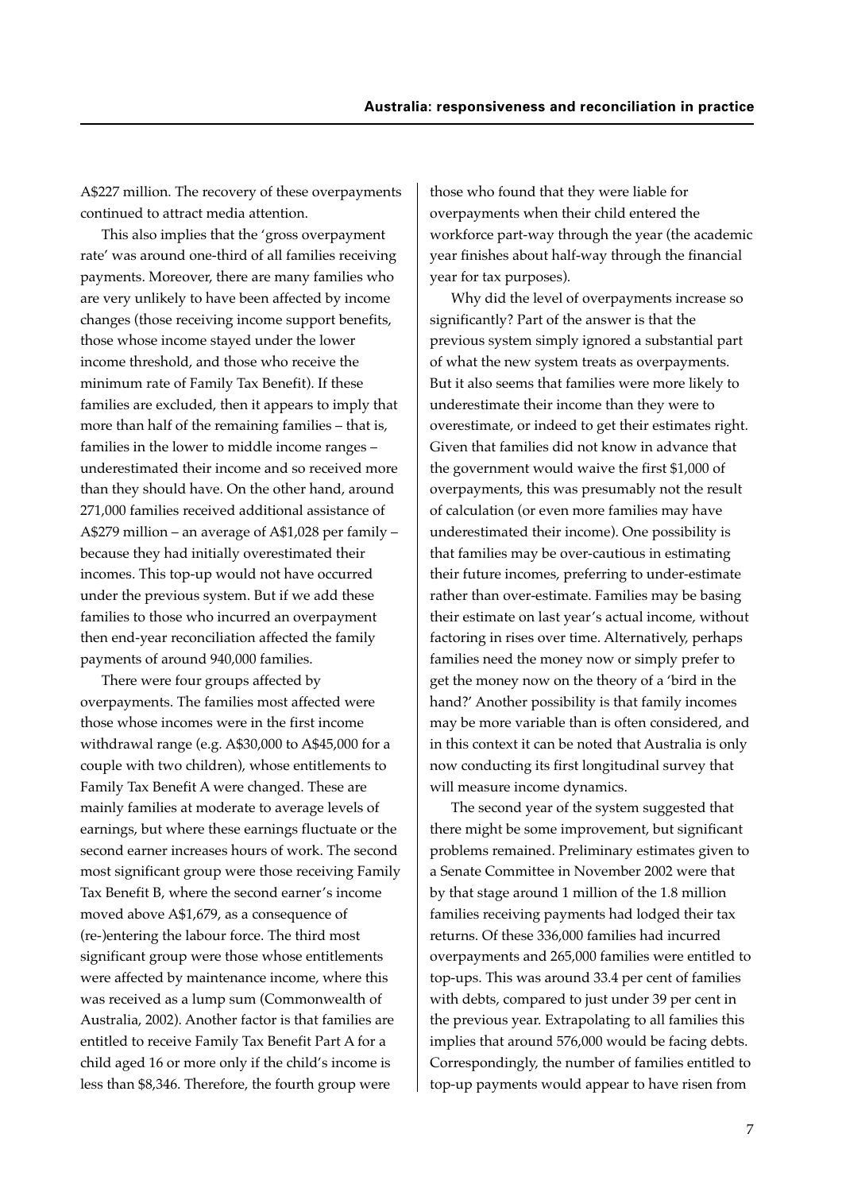A$227 million. The recovery of these overpayments continued to attract media attention.

This also implies that the 'gross overpayment rate' was around one-third of all families receiving payments. Moreover, there are many families who are very unlikely to have been affected by income changes (those receiving income support benefits, those whose income stayed under the lower income threshold, and those who receive the minimum rate of Family Tax Benefit). If these families are excluded, then it appears to imply that more than half of the remaining families – that is, families in the lower to middle income ranges – underestimated their income and so received more than they should have. On the other hand, around 271,000 families received additional assistance of A$279 million – an average of A$1,028 per family – because they had initially overestimated their incomes. This top-up would not have occurred under the previous system. But if we add these families to those who incurred an overpayment then end-year reconciliation affected the family payments of around 940,000 families.

There were four groups affected by overpayments. The families most affected were those whose incomes were in the first income withdrawal range (e.g. A$30,000 to A$45,000 for a couple with two children), whose entitlements to Family Tax Benefit A were changed. These are mainly families at moderate to average levels of earnings, but where these earnings fluctuate or the second earner increases hours of work. The second most significant group were those receiving Family Tax Benefit B, where the second earner's income moved above A$1,679, as a consequence of (re-)entering the labour force. The third most significant group were those whose entitlements were affected by maintenance income, where this was received as a lump sum (Commonwealth of Australia, 2002). Another factor is that families are entitled to receive Family Tax Benefit Part A for a child aged 16 or more only if the child's income is less than $8,346. Therefore, the fourth group were those who found that they were liable for overpayments when their child entered the workforce part-way through the year (the academic year finishes about half-way through the financial year for tax purposes).

Why did the level of overpayments increase so significantly? Part of the answer is that the previous system simply ignored a substantial part of what the new system treats as overpayments. But it also seems that families were more likely to underestimate their income than they were to overestimate, or indeed to get their estimates right. Given that families did not know in advance that the government would waive the first $1,000 of overpayments, this was presumably not the result of calculation (or even more families may have underestimated their income). One possibility is that families may be over-cautious in estimating their future incomes, preferring to under-estimate rather than over-estimate. Families may be basing their estimate on last year's actual income, without factoring in rises over time. Alternatively, perhaps families need the money now or simply prefer to get the money now on the theory of a 'bird in the hand?' Another possibility is that family incomes may be more variable than is often considered, and in this context it can be noted that Australia is only now conducting its first longitudinal survey that will measure income dynamics.

The second year of the system suggested that there might be some improvement, but significant problems remained. Preliminary estimates given to a Senate Committee in November 2002 were that by that stage around 1 million of the 1.8 million families receiving payments had lodged their tax returns. Of these 336,000 families had incurred overpayments and 265,000 families were entitled to top-ups. This was around 33.4 per cent of families with debts, compared to just under 39 per cent in the previous year. Extrapolating to all families this implies that around 576,000 would be facing debts. Correspondingly, the number of families entitled to top-up payments would appear to have risen from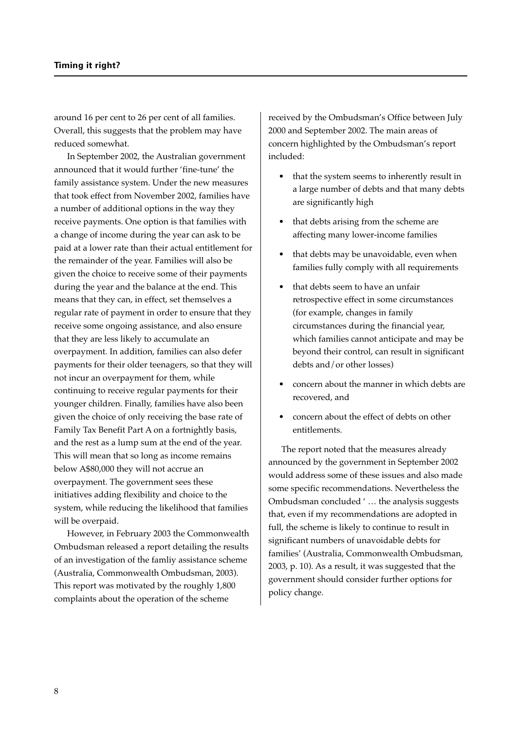around 16 per cent to 26 per cent of all families. Overall, this suggests that the problem may have reduced somewhat.

In September 2002, the Australian government announced that it would further 'fine-tune' the family assistance system. Under the new measures that took effect from November 2002, families have a number of additional options in the way they receive payments. One option is that families with a change of income during the year can ask to be paid at a lower rate than their actual entitlement for the remainder of the year. Families will also be given the choice to receive some of their payments during the year and the balance at the end. This means that they can, in effect, set themselves a regular rate of payment in order to ensure that they receive some ongoing assistance, and also ensure that they are less likely to accumulate an overpayment. In addition, families can also defer payments for their older teenagers, so that they will not incur an overpayment for them, while continuing to receive regular payments for their younger children. Finally, families have also been given the choice of only receiving the base rate of Family Tax Benefit Part A on a fortnightly basis, and the rest as a lump sum at the end of the year. This will mean that so long as income remains below A$80,000 they will not accrue an overpayment. The government sees these initiatives adding flexibility and choice to the system, while reducing the likelihood that families will be overpaid.

However, in February 2003 the Commonwealth Ombudsman released a report detailing the results of an investigation of the famliy assistance scheme (Australia, Commonwealth Ombudsman, 2003). This report was motivated by the roughly 1,800 complaints about the operation of the scheme received by the Ombudsman's Office between July 2000 and September 2002. The main areas of concern highlighted by the Ombudsman's report included:

- that the system seems to inherently result in a large number of debts and that many debts are significantly high
- that debts arising from the scheme are affecting many lower-income families
- that debts may be unavoidable, even when families fully comply with all requirements
- that debts seem to have an unfair retrospective effect in some circumstances (for example, changes in family circumstances during the financial year, which families cannot anticipate and may be beyond their control, can result in significant debts and/or other losses)
- concern about the manner in which debts are recovered, and
- concern about the effect of debts on other entitlements.

The report noted that the measures already announced by the government in September 2002 would address some of these issues and also made some specific recommendations. Nevertheless the Ombudsman concluded ' … the analysis suggests that, even if my recommendations are adopted in full, the scheme is likely to continue to result in significant numbers of unavoidable debts for families' (Australia, Commonwealth Ombudsman, 2003, p. 10). As a result, it was suggested that the government should consider further options for policy change.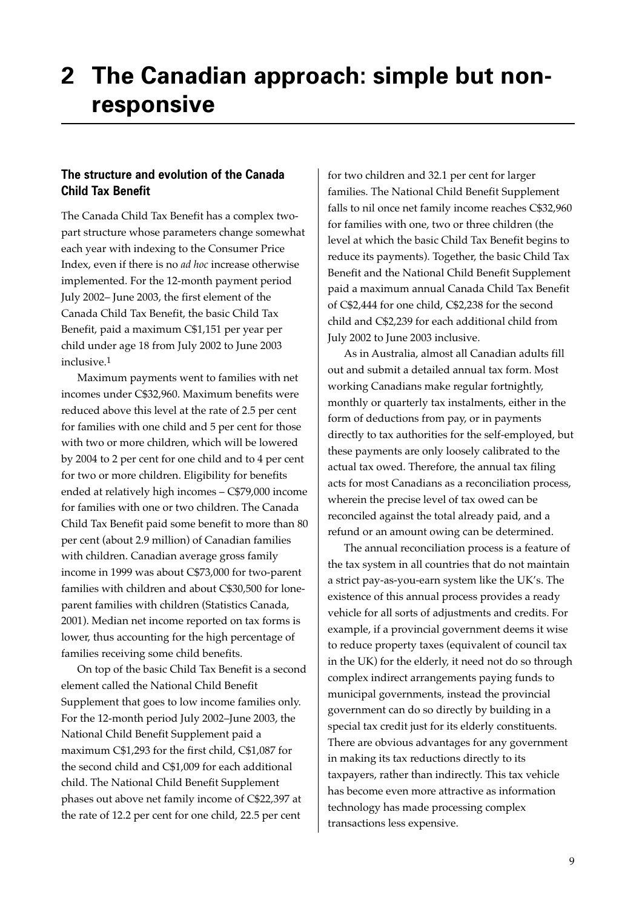# 2 The Canadian approach: simple but non-responsive

### The structure and evolution of the Canada Child Tax Benefit

The Canada Child Tax Benefit has a complex two-part structure whose parameters change somewhat each year with indexing to the Consumer Price Index, even if there is no *ad hoc* increase otherwise implemented. For the 12-month payment period July 2002– June 2003, the first element of the Canada Child Tax Benefit, the basic Child Tax Benefit, paid a maximum C$1,151 per year per child under age 18 from July 2002 to June 2003 inclusive.[1]

Maximum payments went to families with net incomes under C$32,960. Maximum benefits were reduced above this level at the rate of 2.5 per cent for families with one child and 5 per cent for those with two or more children, which will be lowered by 2004 to 2 per cent for one child and to 4 per cent for two or more children. Eligibility for benefits ended at relatively high incomes – C$79,000 income for families with one or two children. The Canada Child Tax Benefit paid some benefit to more than 80 per cent (about 2.9 million) of Canadian families with children. Canadian average gross family income in 1999 was about C$73,000 for two-parent families with children and about C$30,500 for lone-parent families with children (Statistics Canada, 2001). Median net income reported on tax forms is lower, thus accounting for the high percentage of families receiving some child benefits.

On top of the basic Child Tax Benefit is a second element called the National Child Benefit Supplement that goes to low income families only. For the 12-month period July 2002–June 2003, the National Child Benefit Supplement paid a maximum C$1,293 for the first child, C$1,087 for the second child and C$1,009 for each additional child. The National Child Benefit Supplement phases out above net family income of C$22,397 at the rate of 12.2 per cent for one child, 22.5 per cent for two children and 32.1 per cent for larger families. The National Child Benefit Supplement falls to nil once net family income reaches C$32,960 for families with one, two or three children (the level at which the basic Child Tax Benefit begins to reduce its payments). Together, the basic Child Tax Benefit and the National Child Benefit Supplement paid a maximum annual Canada Child Tax Benefit of C$2,444 for one child, C$2,238 for the second child and C$2,239 for each additional child from July 2002 to June 2003 inclusive.

As in Australia, almost all Canadian adults fill out and submit a detailed annual tax form. Most working Canadians make regular fortnightly, monthly or quarterly tax instalments, either in the form of deductions from pay, or in payments directly to tax authorities for the self-employed, but these payments are only loosely calibrated to the actual tax owed. Therefore, the annual tax filing acts for most Canadians as a reconciliation process, wherein the precise level of tax owed can be reconciled against the total already paid, and a refund or an amount owing can be determined.

The annual reconciliation process is a feature of the tax system in all countries that do not maintain a strict pay-as-you-earn system like the UK's. The existence of this annual process provides a ready vehicle for all sorts of adjustments and credits. For example, if a provincial government deems it wise to reduce property taxes (equivalent of council tax in the UK) for the elderly, it need not do so through complex indirect arrangements paying funds to municipal governments, instead the provincial government can do so directly by building in a special tax credit just for its elderly constituents. There are obvious advantages for any government in making its tax reductions directly to its taxpayers, rather than indirectly. This tax vehicle has become even more attractive as information technology has made processing complex transactions less expensive.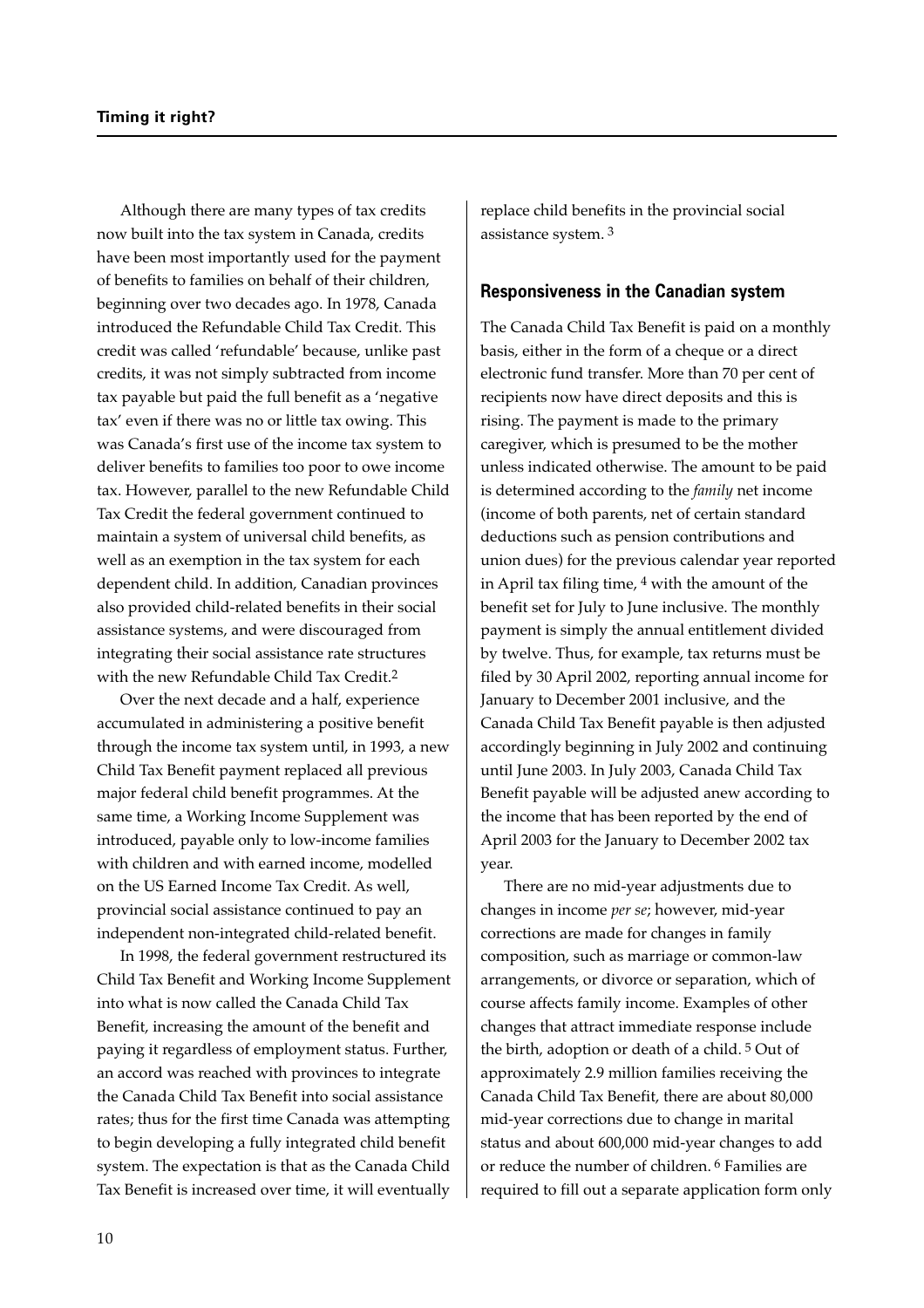Although there are many types of tax credits now built into the tax system in Canada, credits have been most importantly used for the payment of benefits to families on behalf of their children, beginning over two decades ago. In 1978, Canada introduced the Refundable Child Tax Credit. This credit was called 'refundable' because, unlike past credits, it was not simply subtracted from income tax payable but paid the full benefit as a 'negative tax' even if there was no or little tax owing. This was Canada's first use of the income tax system to deliver benefits to families too poor to owe income tax. However, parallel to the new Refundable Child Tax Credit the federal government continued to maintain a system of universal child benefits, as well as an exemption in the tax system for each dependent child. In addition, Canadian provinces also provided child-related benefits in their social assistance systems, and were discouraged from integrating their social assistance rate structures with the new Refundable Child Tax Credit.[2]

Over the next decade and a half, experience accumulated in administering a positive benefit through the income tax system until, in 1993, a new Child Tax Benefit payment replaced all previous major federal child benefit programmes. At the same time, a Working Income Supplement was introduced, payable only to low-income families with children and with earned income, modelled on the US Earned Income Tax Credit. As well, provincial social assistance continued to pay an independent non-integrated child-related benefit.

In 1998, the federal government restructured its Child Tax Benefit and Working Income Supplement into what is now called the Canada Child Tax Benefit, increasing the amount of the benefit and paying it regardless of employment status. Further, an accord was reached with provinces to integrate the Canada Child Tax Benefit into social assistance rates; thus for the first time Canada was attempting to begin developing a fully integrated child benefit system. The expectation is that as the Canada Child Tax Benefit is increased over time, it will eventually replace child benefits in the provincial social assistance system.[3]

## Responsiveness in the Canadian system

The Canada Child Tax Benefit is paid on a monthly basis, either in the form of a cheque or a direct electronic fund transfer. More than 70 per cent of recipients now have direct deposits and this is rising. The payment is made to the primary caregiver, which is presumed to be the mother unless indicated otherwise. The amount to be paid is determined according to the *family* net income (income of both parents, net of certain standard deductions such as pension contributions and union dues) for the previous calendar year reported in April tax filing time,[4] with the amount of the benefit set for July to June inclusive. The monthly payment is simply the annual entitlement divided by twelve. Thus, for example, tax returns must be filed by 30 April 2002, reporting annual income for January to December 2001 inclusive, and the Canada Child Tax Benefit payable is then adjusted accordingly beginning in July 2002 and continuing until June 2003. In July 2003, Canada Child Tax Benefit payable will be adjusted anew according to the income that has been reported by the end of April 2003 for the January to December 2002 tax year.

There are no mid-year adjustments due to changes in income *per se*; however, mid-year corrections are made for changes in family composition, such as marriage or common-law arrangements, or divorce or separation, which of course affects family income. Examples of other changes that attract immediate response include the birth, adoption or death of a child.[5] Out of approximately 2.9 million families receiving the Canada Child Tax Benefit, there are about 80,000 mid-year corrections due to change in marital status and about 600,000 mid-year changes to add or reduce the number of children.[6] Families are required to fill out a separate application form only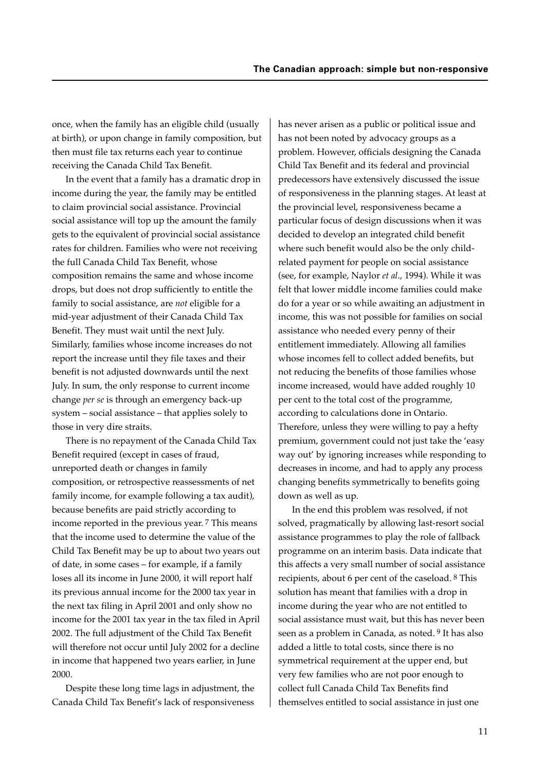once, when the family has an eligible child (usually at birth), or upon change in family composition, but then must file tax returns each year to continue receiving the Canada Child Tax Benefit.

In the event that a family has a dramatic drop in income during the year, the family may be entitled to claim provincial social assistance. Provincial social assistance will top up the amount the family gets to the equivalent of provincial social assistance rates for children. Families who were not receiving the full Canada Child Tax Benefit, whose composition remains the same and whose income drops, but does not drop sufficiently to entitle the family to social assistance, are *not* eligible for a mid-year adjustment of their Canada Child Tax Benefit. They must wait until the next July. Similarly, families whose income increases do not report the increase until they file taxes and their benefit is not adjusted downwards until the next July. In sum, the only response to current income change *per se* is through an emergency back-up system – social assistance – that applies solely to those in very dire straits.

There is no repayment of the Canada Child Tax Benefit required (except in cases of fraud, unreported death or changes in family composition, or retrospective reassessments of net family income, for example following a tax audit), because benefits are paid strictly according to income reported in the previous year. [7] This means that the income used to determine the value of the Child Tax Benefit may be up to about two years out of date, in some cases – for example, if a family loses all its income in June 2000, it will report half its previous annual income for the 2000 tax year in the next tax filing in April 2001 and only show no income for the 2001 tax year in the tax filed in April 2002. The full adjustment of the Child Tax Benefit will therefore not occur until July 2002 for a decline in income that happened two years earlier, in June 2000.

Despite these long time lags in adjustment, the Canada Child Tax Benefit's lack of responsiveness has never arisen as a public or political issue and has not been noted by advocacy groups as a problem. However, officials designing the Canada Child Tax Benefit and its federal and provincial predecessors have extensively discussed the issue of responsiveness in the planning stages. At least at the provincial level, responsiveness became a particular focus of design discussions when it was decided to develop an integrated child benefit where such benefit would also be the only child-related payment for people on social assistance (see, for example, Naylor *et al*., 1994). While it was felt that lower middle income families could make do for a year or so while awaiting an adjustment in income, this was not possible for families on social assistance who needed every penny of their entitlement immediately. Allowing all families whose incomes fell to collect added benefits, but not reducing the benefits of those families whose income increased, would have added roughly 10 per cent to the total cost of the programme, according to calculations done in Ontario. Therefore, unless they were willing to pay a hefty premium, government could not just take the 'easy way out' by ignoring increases while responding to decreases in income, and had to apply any process changing benefits symmetrically to benefits going down as well as up.

In the end this problem was resolved, if not solved, pragmatically by allowing last-resort social assistance programmes to play the role of fallback programme on an interim basis. Data indicate that this affects a very small number of social assistance recipients, about 6 per cent of the caseload. [8] This solution has meant that families with a drop in income during the year who are not entitled to social assistance must wait, but this has never been seen as a problem in Canada, as noted. [9] It has also added a little to total costs, since there is no symmetrical requirement at the upper end, but very few families who are not poor enough to collect full Canada Child Tax Benefits find themselves entitled to social assistance in just one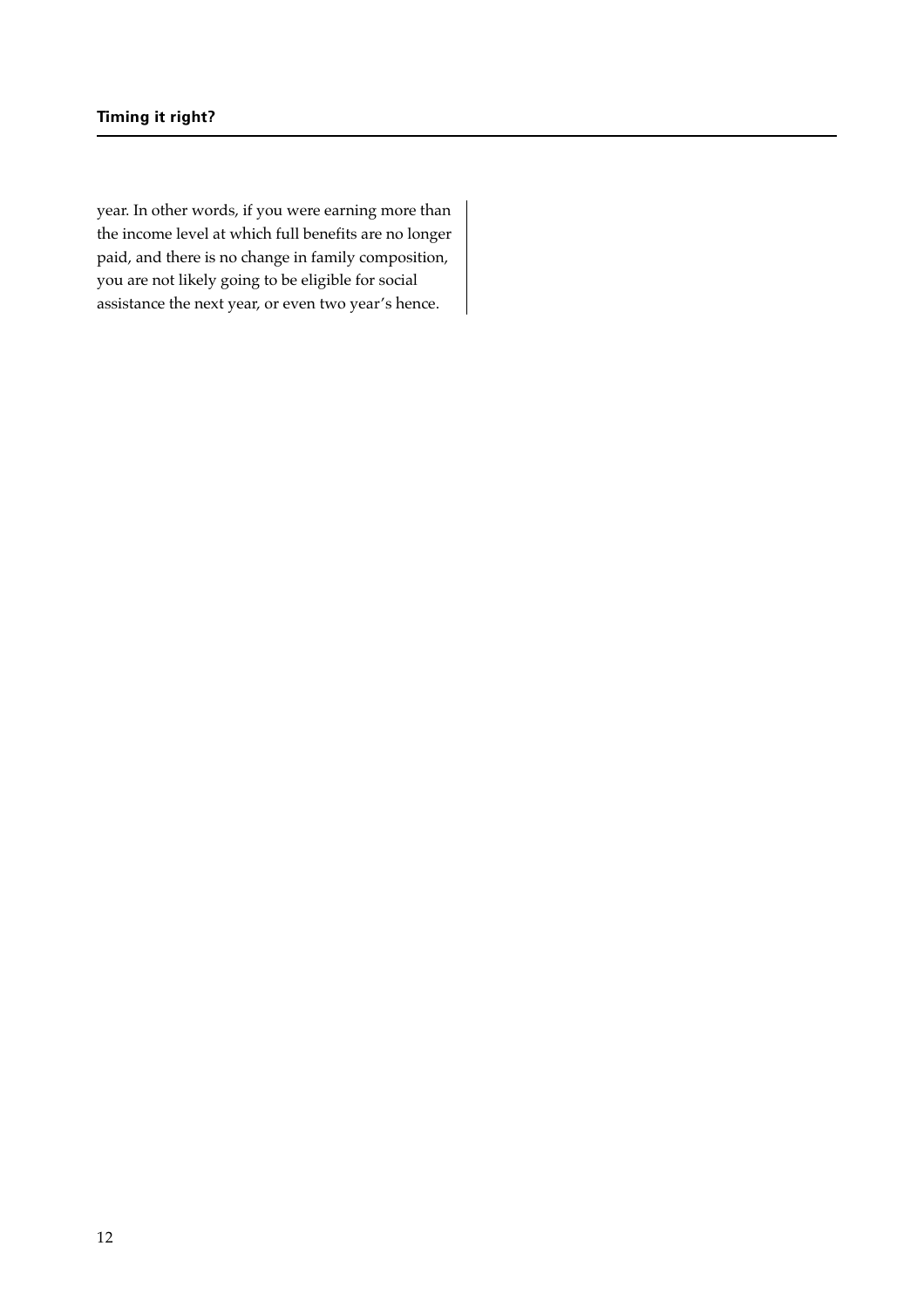year. In other words, if you were earning more than the income level at which full benefits are no longer paid, and there is no change in family composition, you are not likely going to be eligible for social assistance the next year, or even two year’s hence.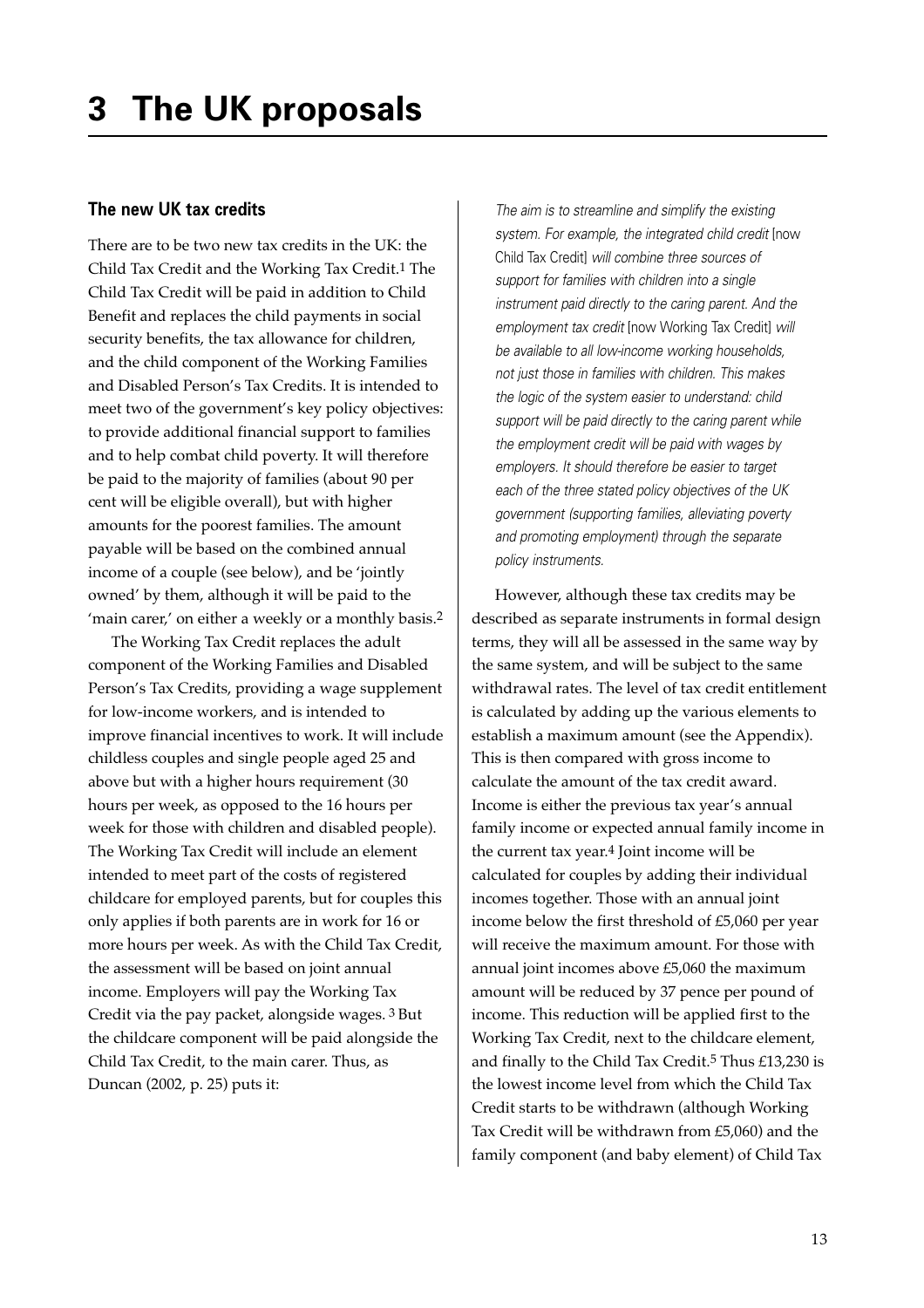# 3 The UK proposals

## The new UK tax credits

There are to be two new tax credits in the UK: the Child Tax Credit and the Working Tax Credit.[1] The Child Tax Credit will be paid in addition to Child Benefit and replaces the child payments in social security benefits, the tax allowance for children, and the child component of the Working Families and Disabled Person's Tax Credits. It is intended to meet two of the government's key policy objectives: to provide additional financial support to families and to help combat child poverty. It will therefore be paid to the majority of families (about 90 per cent will be eligible overall), but with higher amounts for the poorest families. The amount payable will be based on the combined annual income of a couple (see below), and be 'jointly owned' by them, although it will be paid to the 'main carer,' on either a weekly or a monthly basis.[2]

The Working Tax Credit replaces the adult component of the Working Families and Disabled Person's Tax Credits, providing a wage supplement for low-income workers, and is intended to improve financial incentives to work. It will include childless couples and single people aged 25 and above but with a higher hours requirement (30 hours per week, as opposed to the 16 hours per week for those with children and disabled people). The Working Tax Credit will include an element intended to meet part of the costs of registered childcare for employed parents, but for couples this only applies if both parents are in work for 16 or more hours per week. As with the Child Tax Credit, the assessment will be based on joint annual income. Employers will pay the Working Tax Credit via the pay packet, alongside wages.[3] But the childcare component will be paid alongside the Child Tax Credit, to the main carer. Thus, as Duncan (2002, p. 25) puts it:

> *The aim is to streamline and simplify the existing system. For example, the integrated child credit* [now Child Tax Credit] *will combine three sources of support for families with children into a single instrument paid directly to the caring parent. And the employment tax credit* [now Working Tax Credit] *will be available to all low-income working households, not just those in families with children. This makes the logic of the system easier to understand: child support will be paid directly to the caring parent while the employment credit will be paid with wages by employers. It should therefore be easier to target each of the three stated policy objectives of the UK government (supporting families, alleviating poverty and promoting employment) through the separate policy instruments.*

However, although these tax credits may be described as separate instruments in formal design terms, they will all be assessed in the same way by the same system, and will be subject to the same withdrawal rates. The level of tax credit entitlement is calculated by adding up the various elements to establish a maximum amount (see the Appendix). This is then compared with gross income to calculate the amount of the tax credit award. Income is either the previous tax year's annual family income or expected annual family income in the current tax year.[4] Joint income will be calculated for couples by adding their individual incomes together. Those with an annual joint income below the first threshold of £5,060 per year will receive the maximum amount. For those with annual joint incomes above £5,060 the maximum amount will be reduced by 37 pence per pound of income. This reduction will be applied first to the Working Tax Credit, next to the childcare element, and finally to the Child Tax Credit.[5] Thus £13,230 is the lowest income level from which the Child Tax Credit starts to be withdrawn (although Working Tax Credit will be withdrawn from £5,060) and the family component (and baby element) of Child Tax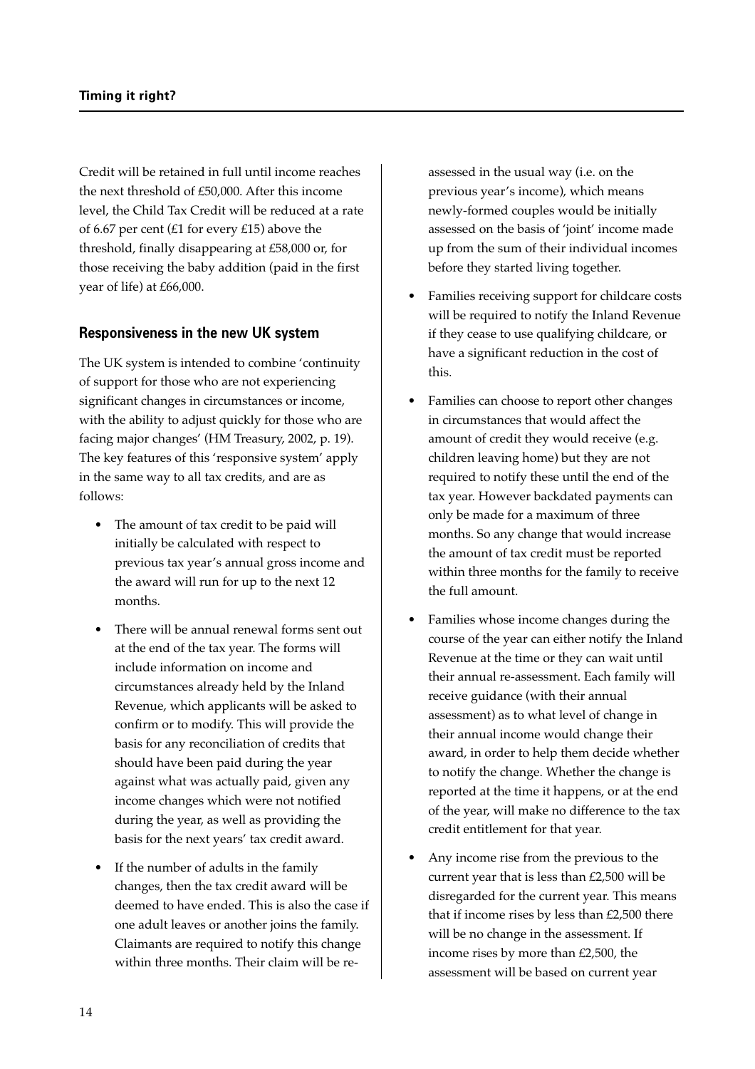Credit will be retained in full until income reaches the next threshold of £50,000. After this income level, the Child Tax Credit will be reduced at a rate of 6.67 per cent (£1 for every £15) above the threshold, finally disappearing at £58,000 or, for those receiving the baby addition (paid in the first year of life) at £66,000.

## Responsiveness in the new UK system

The UK system is intended to combine 'continuity of support for those who are not experiencing significant changes in circumstances or income, with the ability to adjust quickly for those who are facing major changes' (HM Treasury, 2002, p. 19). The key features of this 'responsive system' apply in the same way to all tax credits, and are as follows:

- The amount of tax credit to be paid will initially be calculated with respect to previous tax year's annual gross income and the award will run for up to the next 12 months.
- There will be annual renewal forms sent out at the end of the tax year. The forms will include information on income and circumstances already held by the Inland Revenue, which applicants will be asked to confirm or to modify. This will provide the basis for any reconciliation of credits that should have been paid during the year against what was actually paid, given any income changes which were not notified during the year, as well as providing the basis for the next years' tax credit award.
- If the number of adults in the family changes, then the tax credit award will be deemed to have ended. This is also the case if one adult leaves or another joins the family. Claimants are required to notify this change within three months. Their claim will be re-assessed in the usual way (i.e. on the previous year's income), which means newly-formed couples would be initially assessed on the basis of 'joint' income made up from the sum of their individual incomes before they started living together.
- Families receiving support for childcare costs will be required to notify the Inland Revenue if they cease to use qualifying childcare, or have a significant reduction in the cost of this.
- Families can choose to report other changes in circumstances that would affect the amount of credit they would receive (e.g. children leaving home) but they are not required to notify these until the end of the tax year. However backdated payments can only be made for a maximum of three months. So any change that would increase the amount of tax credit must be reported within three months for the family to receive the full amount.
- Families whose income changes during the course of the year can either notify the Inland Revenue at the time or they can wait until their annual re-assessment. Each family will receive guidance (with their annual assessment) as to what level of change in their annual income would change their award, in order to help them decide whether to notify the change. Whether the change is reported at the time it happens, or at the end of the year, will make no difference to the tax credit entitlement for that year.
- Any income rise from the previous to the current year that is less than £2,500 will be disregarded for the current year. This means that if income rises by less than £2,500 there will be no change in the assessment. If income rises by more than £2,500, the assessment will be based on current year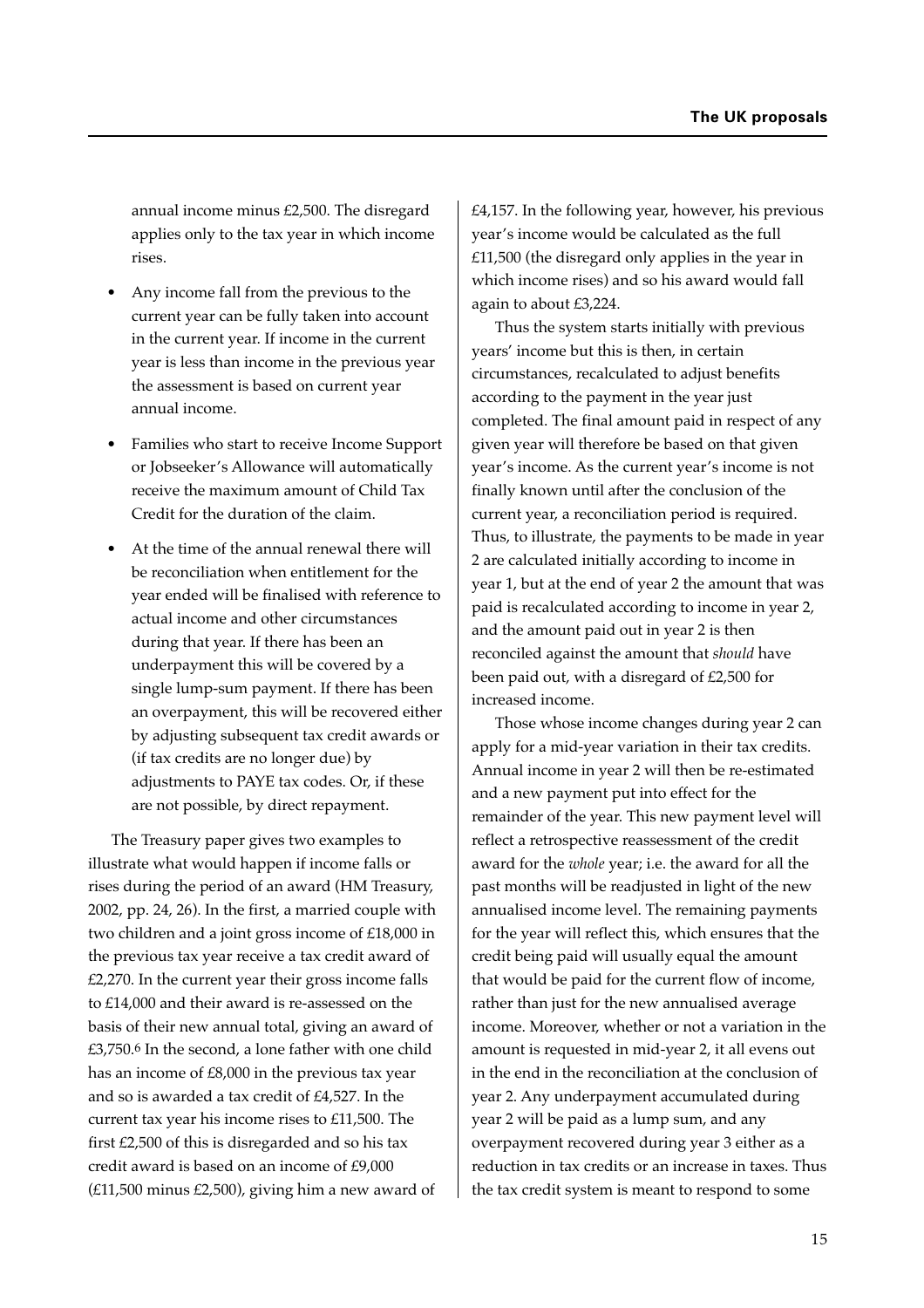annual income minus £2,500. The disregard applies only to the tax year in which income rises.

- Any income fall from the previous to the current year can be fully taken into account in the current year. If income in the current year is less than income in the previous year the assessment is based on current year annual income.
- Families who start to receive Income Support or Jobseeker's Allowance will automatically receive the maximum amount of Child Tax Credit for the duration of the claim.
- At the time of the annual renewal there will be reconciliation when entitlement for the year ended will be finalised with reference to actual income and other circumstances during that year. If there has been an underpayment this will be covered by a single lump-sum payment. If there has been an overpayment, this will be recovered either by adjusting subsequent tax credit awards or (if tax credits are no longer due) by adjustments to PAYE tax codes. Or, if these are not possible, by direct repayment.

The Treasury paper gives two examples to illustrate what would happen if income falls or rises during the period of an award (HM Treasury, 2002, pp. 24, 26). In the first, a married couple with two children and a joint gross income of £18,000 in the previous tax year receive a tax credit award of £2,270. In the current year their gross income falls to £14,000 and their award is re-assessed on the basis of their new annual total, giving an award of £3,750.[6] In the second, a lone father with one child has an income of £8,000 in the previous tax year and so is awarded a tax credit of £4,527. In the current tax year his income rises to £11,500. The first £2,500 of this is disregarded and so his tax credit award is based on an income of £9,000 (£11,500 minus £2,500), giving him a new award of £4,157. In the following year, however, his previous year's income would be calculated as the full £11,500 (the disregard only applies in the year in which income rises) and so his award would fall again to about £3,224.

Thus the system starts initially with previous years' income but this is then, in certain circumstances, recalculated to adjust benefits according to the payment in the year just completed. The final amount paid in respect of any given year will therefore be based on that given year's income. As the current year's income is not finally known until after the conclusion of the current year, a reconciliation period is required. Thus, to illustrate, the payments to be made in year 2 are calculated initially according to income in year 1, but at the end of year 2 the amount that was paid is recalculated according to income in year 2, and the amount paid out in year 2 is then reconciled against the amount that *should* have been paid out, with a disregard of £2,500 for increased income.

Those whose income changes during year 2 can apply for a mid-year variation in their tax credits. Annual income in year 2 will then be re-estimated and a new payment put into effect for the remainder of the year. This new payment level will reflect a retrospective reassessment of the credit award for the *whole* year; i.e. the award for all the past months will be readjusted in light of the new annualised income level. The remaining payments for the year will reflect this, which ensures that the credit being paid will usually equal the amount that would be paid for the current flow of income, rather than just for the new annualised average income. Moreover, whether or not a variation in the amount is requested in mid-year 2, it all evens out in the end in the reconciliation at the conclusion of year 2. Any underpayment accumulated during year 2 will be paid as a lump sum, and any overpayment recovered during year 3 either as a reduction in tax credits or an increase in taxes. Thus the tax credit system is meant to respond to some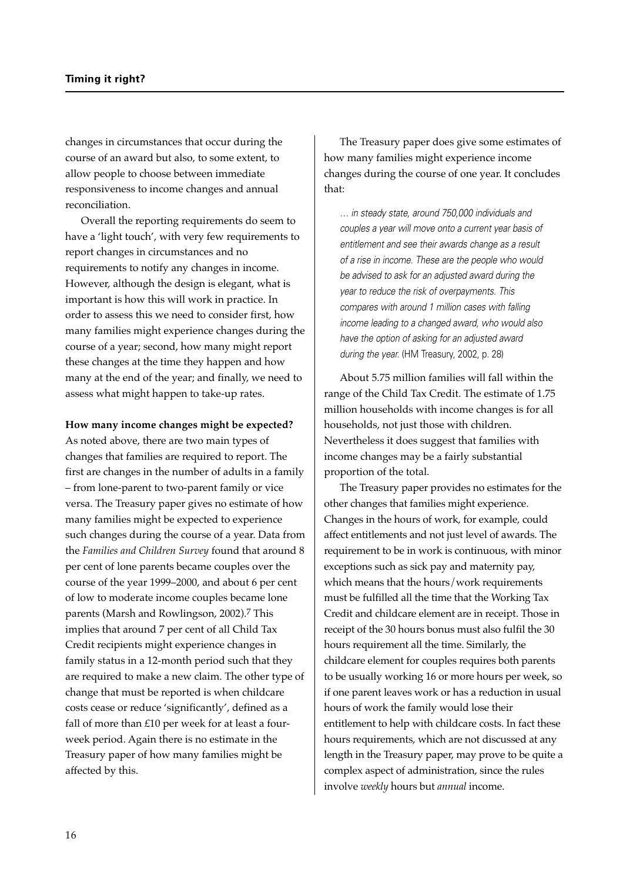changes in circumstances that occur during the course of an award but also, to some extent, to allow people to choose between immediate responsiveness to income changes and annual reconciliation.

Overall the reporting requirements do seem to have a 'light touch', with very few requirements to report changes in circumstances and no requirements to notify any changes in income. However, although the design is elegant, what is important is how this will work in practice. In order to assess this we need to consider first, how many families might experience changes during the course of a year; second, how many might report these changes at the time they happen and how many at the end of the year; and finally, we need to assess what might happen to take-up rates.

**How many income changes might be expected?**

As noted above, there are two main types of changes that families are required to report. The first are changes in the number of adults in a family – from lone-parent to two-parent family or vice versa. The Treasury paper gives no estimate of how many families might be expected to experience such changes during the course of a year. Data from the *Families and Children Survey* found that around 8 per cent of lone parents became couples over the course of the year 1999–2000, and about 6 per cent of low to moderate income couples became lone parents (Marsh and Rowlingson, 2002).[7] This implies that around 7 per cent of all Child Tax Credit recipients might experience changes in family status in a 12-month period such that they are required to make a new claim. The other type of change that must be reported is when childcare costs cease or reduce 'significantly', defined as a fall of more than £10 per week for at least a four-week period. Again there is no estimate in the Treasury paper of how many families might be affected by this.

The Treasury paper does give some estimates of how many families might experience income changes during the course of one year. It concludes that:

> *... in steady state, around 750,000 individuals and couples a year will move onto a current year basis of entitlement and see their awards change as a result of a rise in income. These are the people who would be advised to ask for an adjusted award during the year to reduce the risk of overpayments. This compares with around 1 million cases with falling income leading to a changed award, who would also have the option of asking for an adjusted award during the year.* (HM Treasury, 2002, p. 28)

About 5.75 million families will fall within the range of the Child Tax Credit. The estimate of 1.75 million households with income changes is for all households, not just those with children. Nevertheless it does suggest that families with income changes may be a fairly substantial proportion of the total.

The Treasury paper provides no estimates for the other changes that families might experience. Changes in the hours of work, for example, could affect entitlements and not just level of awards. The requirement to be in work is continuous, with minor exceptions such as sick pay and maternity pay, which means that the hours/work requirements must be fulfilled all the time that the Working Tax Credit and childcare element are in receipt. Those in receipt of the 30 hours bonus must also fulfil the 30 hours requirement all the time. Similarly, the childcare element for couples requires both parents to be usually working 16 or more hours per week, so if one parent leaves work or has a reduction in usual hours of work the family would lose their entitlement to help with childcare costs. In fact these hours requirements, which are not discussed at any length in the Treasury paper, may prove to be quite a complex aspect of administration, since the rules involve *weekly* hours but *annual* income.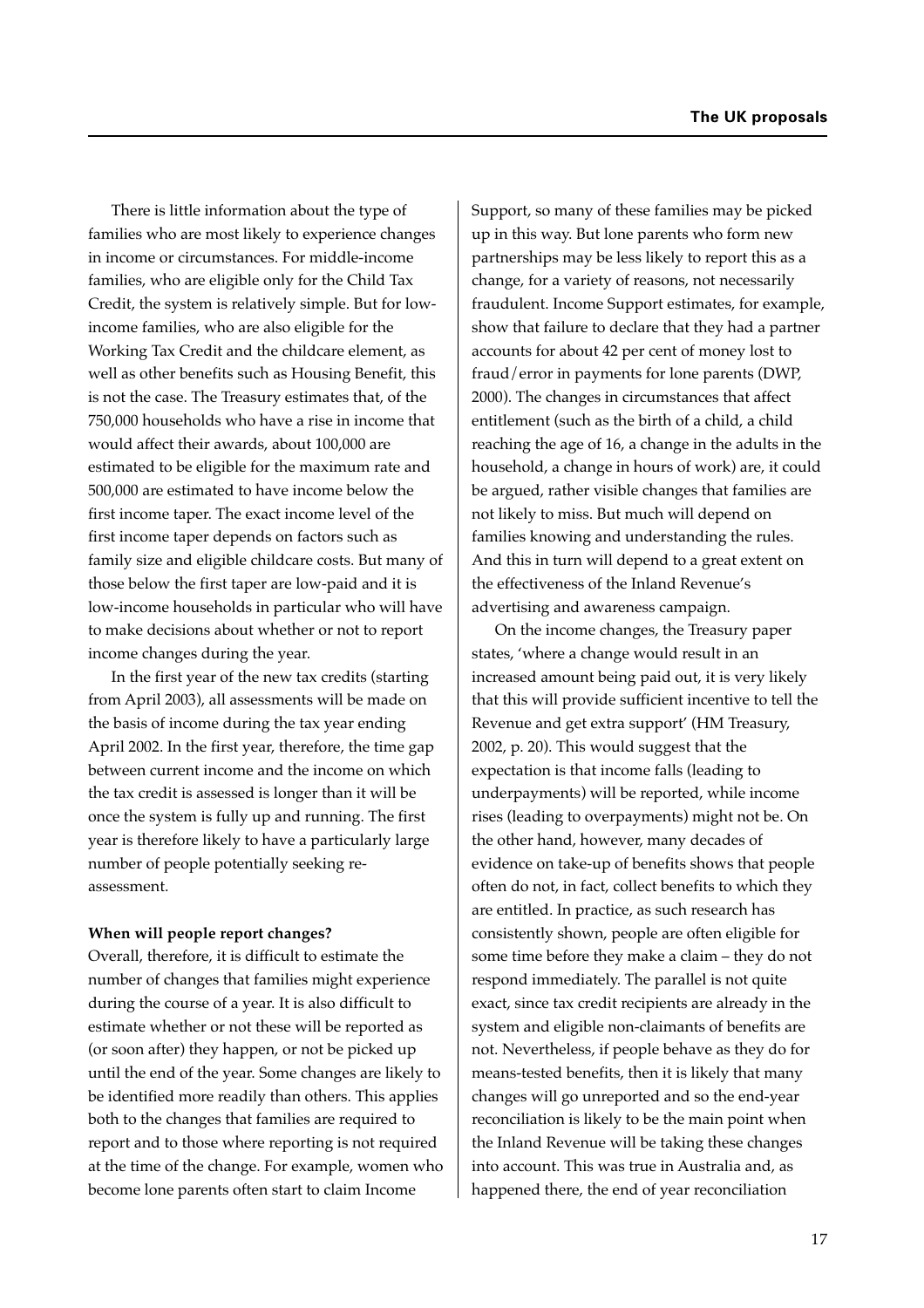There is little information about the type of families who are most likely to experience changes in income or circumstances. For middle-income families, who are eligible only for the Child Tax Credit, the system is relatively simple. But for low-income families, who are also eligible for the Working Tax Credit and the childcare element, as well as other benefits such as Housing Benefit, this is not the case. The Treasury estimates that, of the 750,000 households who have a rise in income that would affect their awards, about 100,000 are estimated to be eligible for the maximum rate and 500,000 are estimated to have income below the first income taper. The exact income level of the first income taper depends on factors such as family size and eligible childcare costs. But many of those below the first taper are low-paid and it is low-income households in particular who will have to make decisions about whether or not to report income changes during the year.

In the first year of the new tax credits (starting from April 2003), all assessments will be made on the basis of income during the tax year ending April 2002. In the first year, therefore, the time gap between current income and the income on which the tax credit is assessed is longer than it will be once the system is fully up and running. The first year is therefore likely to have a particularly large number of people potentially seeking re-assessment.

**When will people report changes?**

Overall, therefore, it is difficult to estimate the number of changes that families might experience during the course of a year. It is also difficult to estimate whether or not these will be reported as (or soon after) they happen, or not be picked up until the end of the year. Some changes are likely to be identified more readily than others. This applies both to the changes that families are required to report and to those where reporting is not required at the time of the change. For example, women who become lone parents often start to claim Income Support, so many of these families may be picked up in this way. But lone parents who form new partnerships may be less likely to report this as a change, for a variety of reasons, not necessarily fraudulent. Income Support estimates, for example, show that failure to declare that they had a partner accounts for about 42 per cent of money lost to fraud/error in payments for lone parents (DWP, 2000). The changes in circumstances that affect entitlement (such as the birth of a child, a child reaching the age of 16, a change in the adults in the household, a change in hours of work) are, it could be argued, rather visible changes that families are not likely to miss. But much will depend on families knowing and understanding the rules. And this in turn will depend to a great extent on the effectiveness of the Inland Revenue's advertising and awareness campaign.

On the income changes, the Treasury paper states, 'where a change would result in an increased amount being paid out, it is very likely that this will provide sufficient incentive to tell the Revenue and get extra support' (HM Treasury, 2002, p. 20). This would suggest that the expectation is that income falls (leading to underpayments) will be reported, while income rises (leading to overpayments) might not be. On the other hand, however, many decades of evidence on take-up of benefits shows that people often do not, in fact, collect benefits to which they are entitled. In practice, as such research has consistently shown, people are often eligible for some time before they make a claim – they do not respond immediately. The parallel is not quite exact, since tax credit recipients are already in the system and eligible non-claimants of benefits are not. Nevertheless, if people behave as they do for means-tested benefits, then it is likely that many changes will go unreported and so the end-year reconciliation is likely to be the main point when the Inland Revenue will be taking these changes into account. This was true in Australia and, as happened there, the end of year reconciliation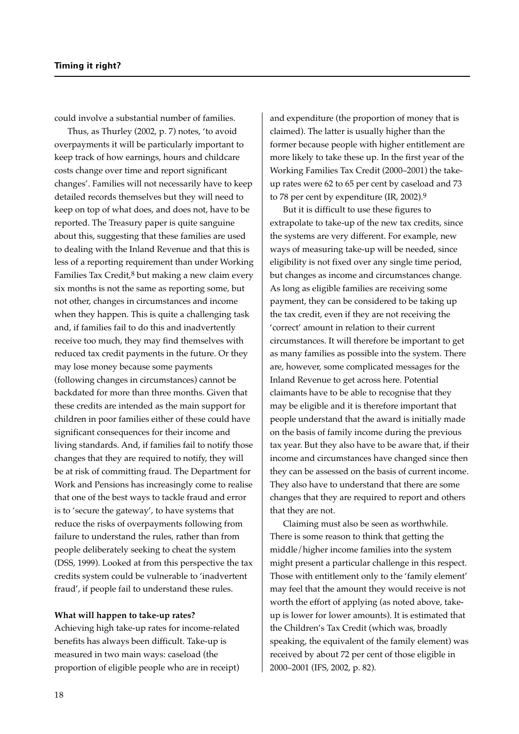could involve a substantial number of families.

Thus, as Thurley (2002, p. 7) notes, 'to avoid overpayments it will be particularly important to keep track of how earnings, hours and childcare costs change over time and report significant changes'. Families will not necessarily have to keep detailed records themselves but they will need to keep on top of what does, and does not, have to be reported. The Treasury paper is quite sanguine about this, suggesting that these families are used to dealing with the Inland Revenue and that this is less of a reporting requirement than under Working Families Tax Credit,[8] but making a new claim every six months is not the same as reporting some, but not other, changes in circumstances and income when they happen. This is quite a challenging task and, if families fail to do this and inadvertently receive too much, they may find themselves with reduced tax credit payments in the future. Or they may lose money because some payments (following changes in circumstances) cannot be backdated for more than three months. Given that these credits are intended as the main support for children in poor families either of these could have significant consequences for their income and living standards. And, if families fail to notify those changes that they are required to notify, they will be at risk of committing fraud. The Department for Work and Pensions has increasingly come to realise that one of the best ways to tackle fraud and error is to 'secure the gateway', to have systems that reduce the risks of overpayments following from failure to understand the rules, rather than from people deliberately seeking to cheat the system (DSS, 1999). Looked at from this perspective the tax credits system could be vulnerable to 'inadvertent fraud', if people fail to understand these rules.

**What will happen to take-up rates?**

Achieving high take-up rates for income-related benefits has always been difficult. Take-up is measured in two main ways: caseload (the proportion of eligible people who are in receipt) and expenditure (the proportion of money that is claimed). The latter is usually higher than the former because people with higher entitlement are more likely to take these up. In the first year of the Working Families Tax Credit (2000–2001) the take-up rates were 62 to 65 per cent by caseload and 73 to 78 per cent by expenditure (IR, 2002).[9]

But it is difficult to use these figures to extrapolate to take-up of the new tax credits, since the systems are very different. For example, new ways of measuring take-up will be needed, since eligibility is not fixed over any single time period, but changes as income and circumstances change. As long as eligible families are receiving some payment, they can be considered to be taking up the tax credit, even if they are not receiving the 'correct' amount in relation to their current circumstances. It will therefore be important to get as many families as possible into the system. There are, however, some complicated messages for the Inland Revenue to get across here. Potential claimants have to be able to recognise that they may be eligible and it is therefore important that people understand that the award is initially made on the basis of family income during the previous tax year. But they also have to be aware that, if their income and circumstances have changed since then they can be assessed on the basis of current income. They also have to understand that there are some changes that they are required to report and others that they are not.

Claiming must also be seen as worthwhile. There is some reason to think that getting the middle/higher income families into the system might present a particular challenge in this respect. Those with entitlement only to the 'family element' may feel that the amount they would receive is not worth the effort of applying (as noted above, take-up is lower for lower amounts). It is estimated that the Children's Tax Credit (which was, broadly speaking, the equivalent of the family element) was received by about 72 per cent of those eligible in 2000–2001 (IFS, 2002, p. 82).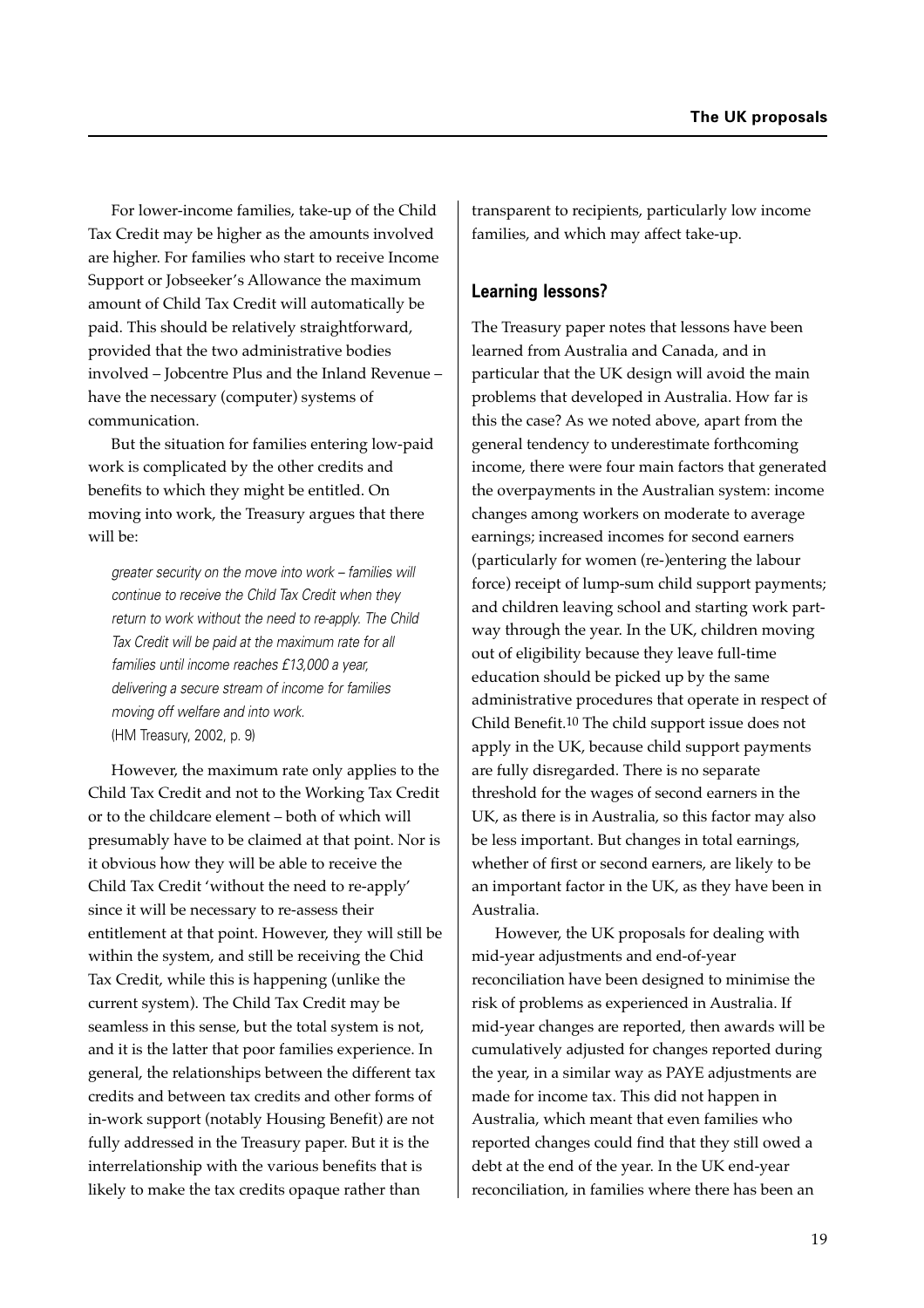For lower-income families, take-up of the Child Tax Credit may be higher as the amounts involved are higher. For families who start to receive Income Support or Jobseeker's Allowance the maximum amount of Child Tax Credit will automatically be paid. This should be relatively straightforward, provided that the two administrative bodies involved – Jobcentre Plus and the Inland Revenue – have the necessary (computer) systems of communication.

But the situation for families entering low-paid work is complicated by the other credits and benefits to which they might be entitled. On moving into work, the Treasury argues that there will be:

> *greater security on the move into work – families will continue to receive the Child Tax Credit when they return to work without the need to re-apply. The Child Tax Credit will be paid at the maximum rate for all families until income reaches £13,000 a year, delivering a secure stream of income for families moving off welfare and into work.*
> (HM Treasury, 2002, p. 9)

However, the maximum rate only applies to the Child Tax Credit and not to the Working Tax Credit or to the childcare element – both of which will presumably have to be claimed at that point. Nor is it obvious how they will be able to receive the Child Tax Credit 'without the need to re-apply' since it will be necessary to re-assess their entitlement at that point. However, they will still be within the system, and still be receiving the Chid Tax Credit, while this is happening (unlike the current system). The Child Tax Credit may be seamless in this sense, but the total system is not, and it is the latter that poor families experience. In general, the relationships between the different tax credits and between tax credits and other forms of in-work support (notably Housing Benefit) are not fully addressed in the Treasury paper. But it is the interrelationship with the various benefits that is likely to make the tax credits opaque rather than transparent to recipients, particularly low income families, and which may affect take-up.

## Learning lessons?

The Treasury paper notes that lessons have been learned from Australia and Canada, and in particular that the UK design will avoid the main problems that developed in Australia. How far is this the case? As we noted above, apart from the general tendency to underestimate forthcoming income, there were four main factors that generated the overpayments in the Australian system: income changes among workers on moderate to average earnings; increased incomes for second earners (particularly for women (re-)entering the labour force) receipt of lump-sum child support payments; and children leaving school and starting work part-way through the year. In the UK, children moving out of eligibility because they leave full-time education should be picked up by the same administrative procedures that operate in respect of Child Benefit.[10] The child support issue does not apply in the UK, because child support payments are fully disregarded. There is no separate threshold for the wages of second earners in the UK, as there is in Australia, so this factor may also be less important. But changes in total earnings, whether of first or second earners, are likely to be an important factor in the UK, as they have been in Australia.

However, the UK proposals for dealing with mid-year adjustments and end-of-year reconciliation have been designed to minimise the risk of problems as experienced in Australia. If mid-year changes are reported, then awards will be cumulatively adjusted for changes reported during the year, in a similar way as PAYE adjustments are made for income tax. This did not happen in Australia, which meant that even families who reported changes could find that they still owed a debt at the end of the year. In the UK end-year reconciliation, in families where there has been an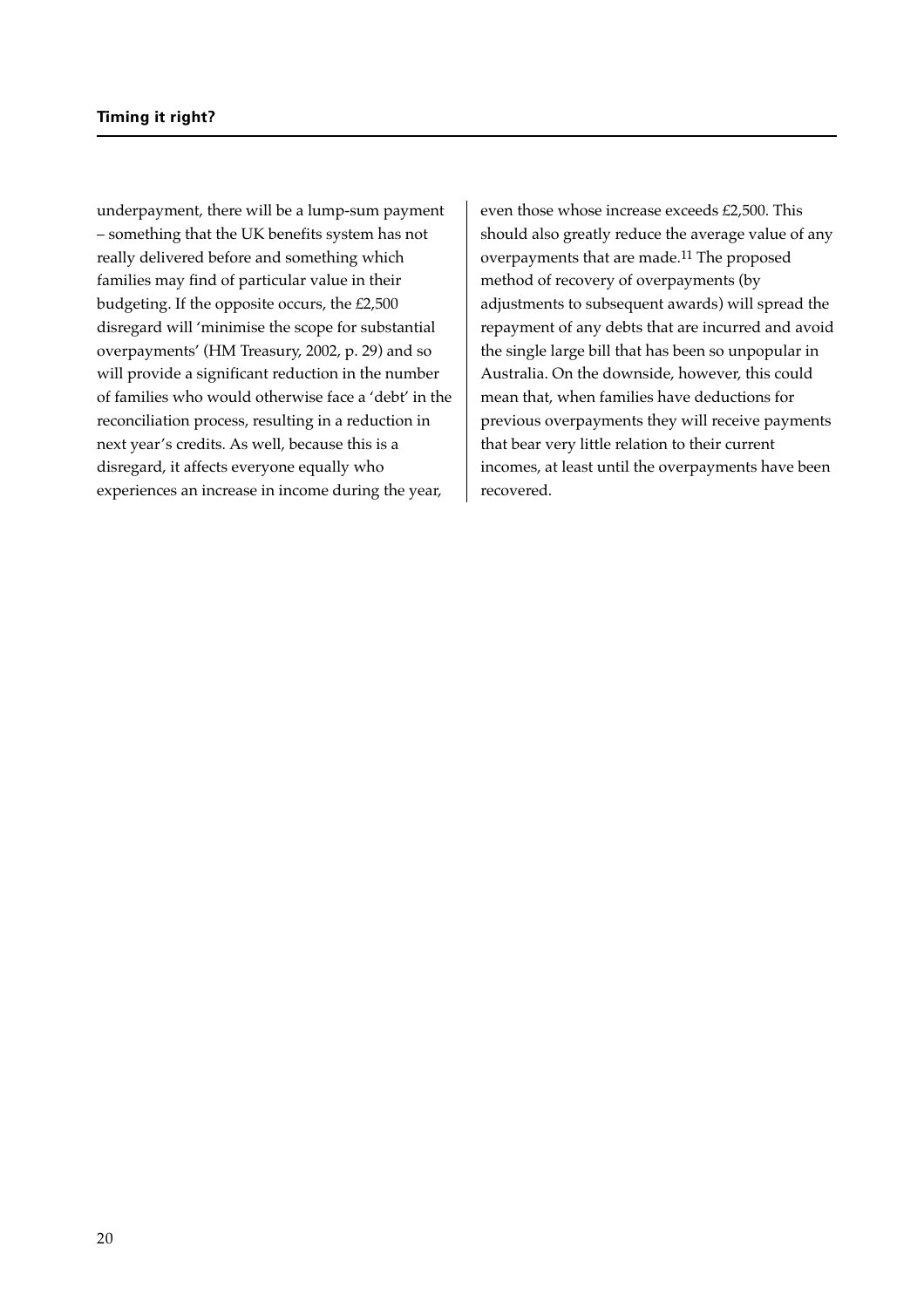underpayment, there will be a lump-sum payment – something that the UK benefits system has not really delivered before and something which families may find of particular value in their budgeting. If the opposite occurs, the £2,500 disregard will 'minimise the scope for substantial overpayments' (HM Treasury, 2002, p. 29) and so will provide a significant reduction in the number of families who would otherwise face a 'debt' in the reconciliation process, resulting in a reduction in next year's credits. As well, because this is a disregard, it affects everyone equally who experiences an increase in income during the year, even those whose increase exceeds £2,500. This should also greatly reduce the average value of any overpayments that are made.[11] The proposed method of recovery of overpayments (by adjustments to subsequent awards) will spread the repayment of any debts that are incurred and avoid the single large bill that has been so unpopular in Australia. On the downside, however, this could mean that, when families have deductions for previous overpayments they will receive payments that bear very little relation to their current incomes, at least until the overpayments have been recovered.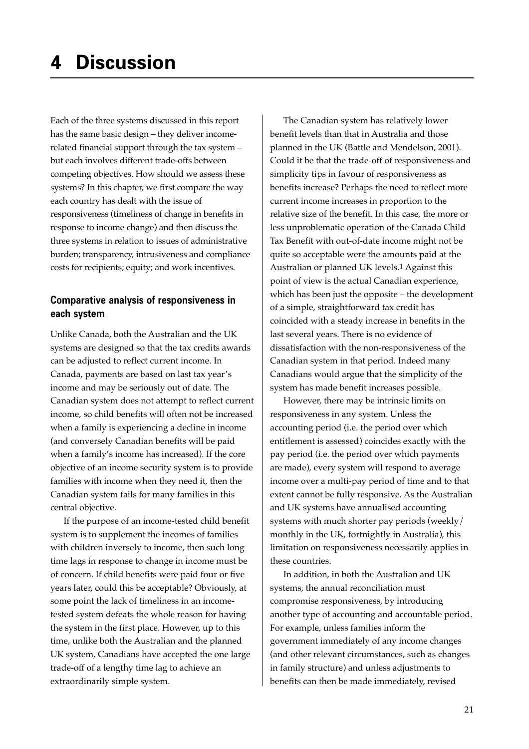# 4 Discussion

Each of the three systems discussed in this report has the same basic design – they deliver income-related financial support through the tax system – but each involves different trade-offs between competing objectives. How should we assess these systems? In this chapter, we first compare the way each country has dealt with the issue of responsiveness (timeliness of change in benefits in response to income change) and then discuss the three systems in relation to issues of administrative burden; transparency, intrusiveness and compliance costs for recipients; equity; and work incentives.

## Comparative analysis of responsiveness in each system

Unlike Canada, both the Australian and the UK systems are designed so that the tax credits awards can be adjusted to reflect current income. In Canada, payments are based on last tax year's income and may be seriously out of date. The Canadian system does not attempt to reflect current income, so child benefits will often not be increased when a family is experiencing a decline in income (and conversely Canadian benefits will be paid when a family's income has increased). If the core objective of an income security system is to provide families with income when they need it, then the Canadian system fails for many families in this central objective.

If the purpose of an income-tested child benefit system is to supplement the incomes of families with children inversely to income, then such long time lags in response to change in income must be of concern. If child benefits were paid four or five years later, could this be acceptable? Obviously, at some point the lack of timeliness in an income-tested system defeats the whole reason for having the system in the first place. However, up to this time, unlike both the Australian and the planned UK system, Canadians have accepted the one large trade-off of a lengthy time lag to achieve an extraordinarily simple system.

The Canadian system has relatively lower benefit levels than that in Australia and those planned in the UK (Battle and Mendelson, 2001). Could it be that the trade-off of responsiveness and simplicity tips in favour of responsiveness as benefits increase? Perhaps the need to reflect more current income increases in proportion to the relative size of the benefit. In this case, the more or less unproblematic operation of the Canada Child Tax Benefit with out-of-date income might not be quite so acceptable were the amounts paid at the Australian or planned UK levels.[1] Against this point of view is the actual Canadian experience, which has been just the opposite – the development of a simple, straightforward tax credit has coincided with a steady increase in benefits in the last several years. There is no evidence of dissatisfaction with the non-responsiveness of the Canadian system in that period. Indeed many Canadians would argue that the simplicity of the system has made benefit increases possible.

However, there may be intrinsic limits on responsiveness in any system. Unless the accounting period (i.e. the period over which entitlement is assessed) coincides exactly with the pay period (i.e. the period over which payments are made), every system will respond to average income over a multi-pay period of time and to that extent cannot be fully responsive. As the Australian and UK systems have annualised accounting systems with much shorter pay periods (weekly/monthly in the UK, fortnightly in Australia), this limitation on responsiveness necessarily applies in these countries.

In addition, in both the Australian and UK systems, the annual reconciliation must compromise responsiveness, by introducing another type of accounting and accountable period. For example, unless families inform the government immediately of any income changes (and other relevant circumstances, such as changes in family structure) and unless adjustments to benefits can then be made immediately, revised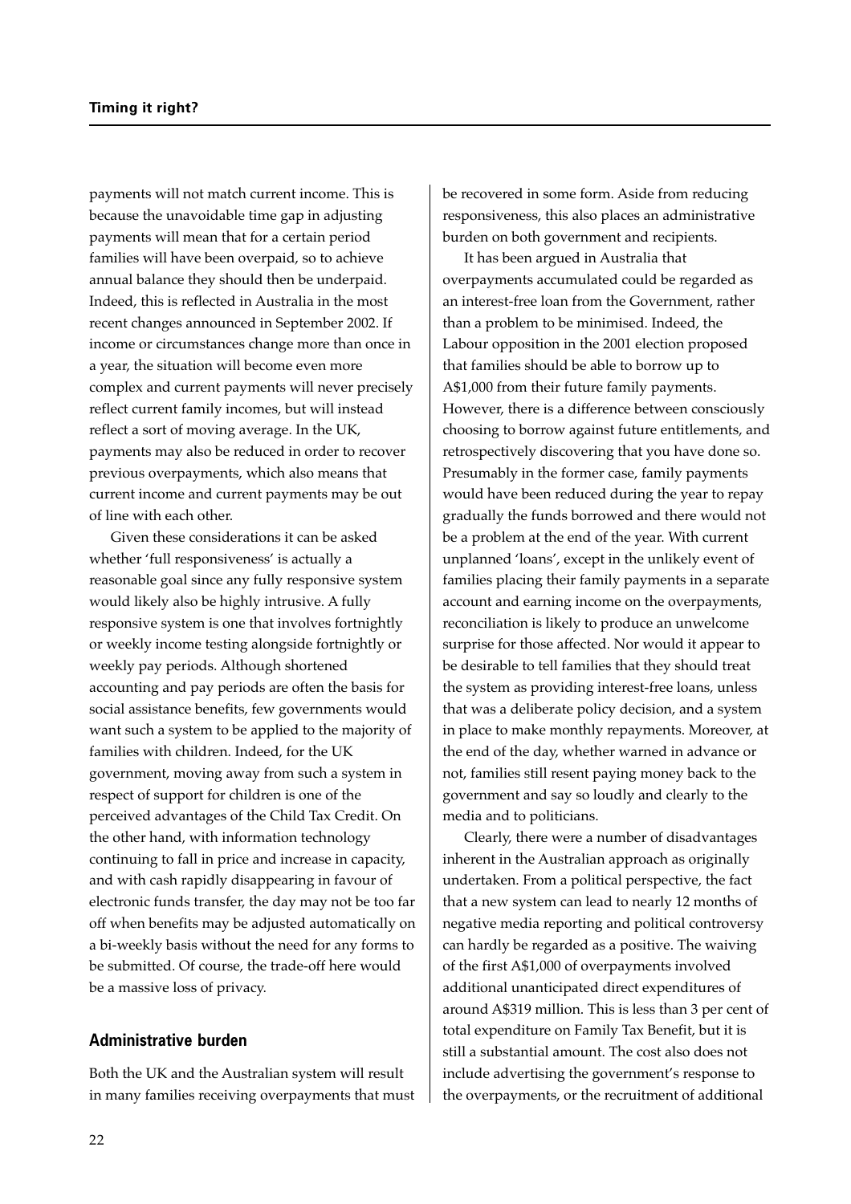payments will not match current income. This is because the unavoidable time gap in adjusting payments will mean that for a certain period families will have been overpaid, so to achieve annual balance they should then be underpaid. Indeed, this is reflected in Australia in the most recent changes announced in September 2002. If income or circumstances change more than once in a year, the situation will become even more complex and current payments will never precisely reflect current family incomes, but will instead reflect a sort of moving average. In the UK, payments may also be reduced in order to recover previous overpayments, which also means that current income and current payments may be out of line with each other.

Given these considerations it can be asked whether 'full responsiveness' is actually a reasonable goal since any fully responsive system would likely also be highly intrusive. A fully responsive system is one that involves fortnightly or weekly income testing alongside fortnightly or weekly pay periods. Although shortened accounting and pay periods are often the basis for social assistance benefits, few governments would want such a system to be applied to the majority of families with children. Indeed, for the UK government, moving away from such a system in respect of support for children is one of the perceived advantages of the Child Tax Credit. On the other hand, with information technology continuing to fall in price and increase in capacity, and with cash rapidly disappearing in favour of electronic funds transfer, the day may not be too far off when benefits may be adjusted automatically on a bi-weekly basis without the need for any forms to be submitted. Of course, the trade-off here would be a massive loss of privacy.

## Administrative burden

Both the UK and the Australian system will result in many families receiving overpayments that must be recovered in some form. Aside from reducing responsiveness, this also places an administrative burden on both government and recipients.

It has been argued in Australia that overpayments accumulated could be regarded as an interest-free loan from the Government, rather than a problem to be minimised. Indeed, the Labour opposition in the 2001 election proposed that families should be able to borrow up to A$1,000 from their future family payments. However, there is a difference between consciously choosing to borrow against future entitlements, and retrospectively discovering that you have done so. Presumably in the former case, family payments would have been reduced during the year to repay gradually the funds borrowed and there would not be a problem at the end of the year. With current unplanned 'loans', except in the unlikely event of families placing their family payments in a separate account and earning income on the overpayments, reconciliation is likely to produce an unwelcome surprise for those affected. Nor would it appear to be desirable to tell families that they should treat the system as providing interest-free loans, unless that was a deliberate policy decision, and a system in place to make monthly repayments. Moreover, at the end of the day, whether warned in advance or not, families still resent paying money back to the government and say so loudly and clearly to the media and to politicians.

Clearly, there were a number of disadvantages inherent in the Australian approach as originally undertaken. From a political perspective, the fact that a new system can lead to nearly 12 months of negative media reporting and political controversy can hardly be regarded as a positive. The waiving of the first A$1,000 of overpayments involved additional unanticipated direct expenditures of around A$319 million. This is less than 3 per cent of total expenditure on Family Tax Benefit, but it is still a substantial amount. The cost also does not include advertising the government's response to the overpayments, or the recruitment of additional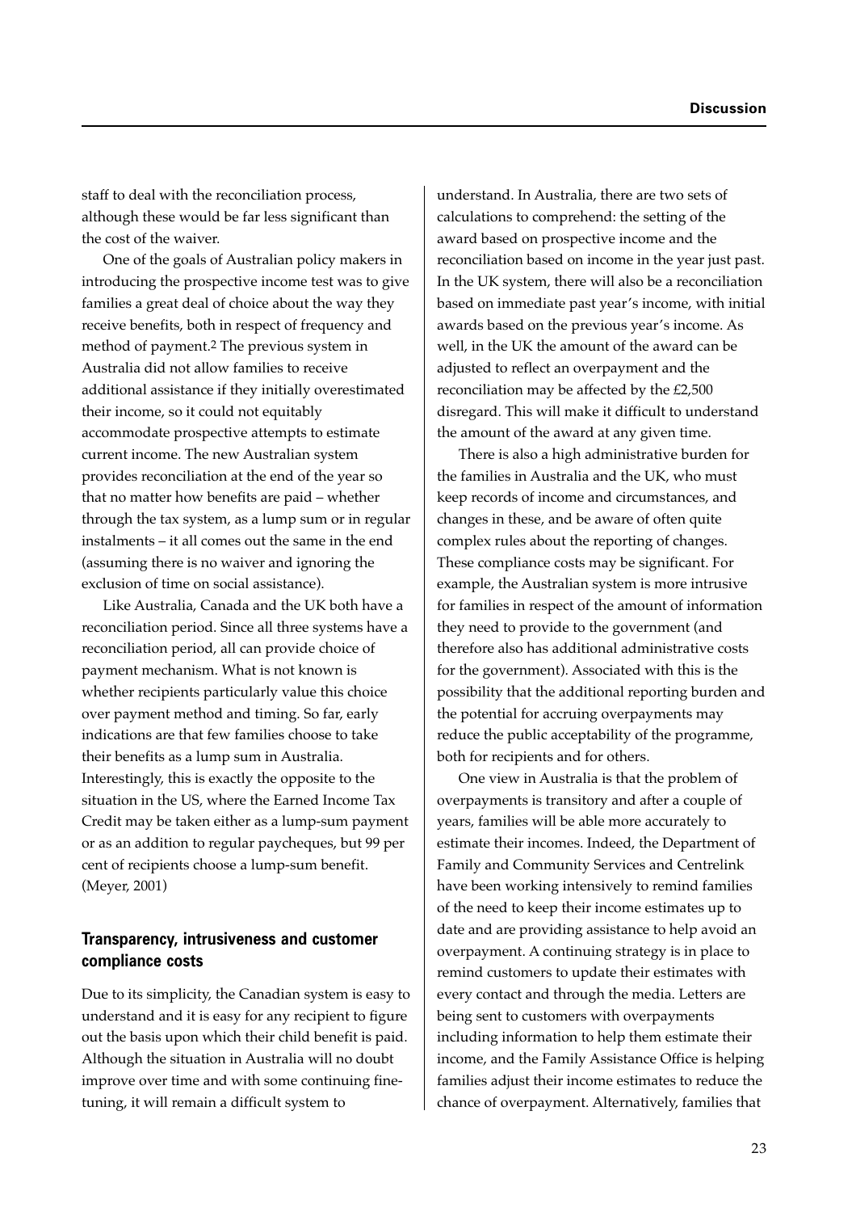staff to deal with the reconciliation process, although these would be far less significant than the cost of the waiver.

One of the goals of Australian policy makers in introducing the prospective income test was to give families a great deal of choice about the way they receive benefits, both in respect of frequency and method of payment.[2] The previous system in Australia did not allow families to receive additional assistance if they initially overestimated their income, so it could not equitably accommodate prospective attempts to estimate current income. The new Australian system provides reconciliation at the end of the year so that no matter how benefits are paid – whether through the tax system, as a lump sum or in regular instalments – it all comes out the same in the end (assuming there is no waiver and ignoring the exclusion of time on social assistance).

Like Australia, Canada and the UK both have a reconciliation period. Since all three systems have a reconciliation period, all can provide choice of payment mechanism. What is not known is whether recipients particularly value this choice over payment method and timing. So far, early indications are that few families choose to take their benefits as a lump sum in Australia. Interestingly, this is exactly the opposite to the situation in the US, where the Earned Income Tax Credit may be taken either as a lump-sum payment or as an addition to regular paycheques, but 99 per cent of recipients choose a lump-sum benefit. (Meyer, 2001)

### Transparency, intrusiveness and customer compliance costs

Due to its simplicity, the Canadian system is easy to understand and it is easy for any recipient to figure out the basis upon which their child benefit is paid. Although the situation in Australia will no doubt improve over time and with some continuing fine-tuning, it will remain a difficult system to understand. In Australia, there are two sets of calculations to comprehend: the setting of the award based on prospective income and the reconciliation based on income in the year just past. In the UK system, there will also be a reconciliation based on immediate past year's income, with initial awards based on the previous year's income. As well, in the UK the amount of the award can be adjusted to reflect an overpayment and the reconciliation may be affected by the £2,500 disregard. This will make it difficult to understand the amount of the award at any given time.

There is also a high administrative burden for the families in Australia and the UK, who must keep records of income and circumstances, and changes in these, and be aware of often quite complex rules about the reporting of changes. These compliance costs may be significant. For example, the Australian system is more intrusive for families in respect of the amount of information they need to provide to the government (and therefore also has additional administrative costs for the government). Associated with this is the possibility that the additional reporting burden and the potential for accruing overpayments may reduce the public acceptability of the programme, both for recipients and for others.

One view in Australia is that the problem of overpayments is transitory and after a couple of years, families will be able more accurately to estimate their incomes. Indeed, the Department of Family and Community Services and Centrelink have been working intensively to remind families of the need to keep their income estimates up to date and are providing assistance to help avoid an overpayment. A continuing strategy is in place to remind customers to update their estimates with every contact and through the media. Letters are being sent to customers with overpayments including information to help them estimate their income, and the Family Assistance Office is helping families adjust their income estimates to reduce the chance of overpayment. Alternatively, families that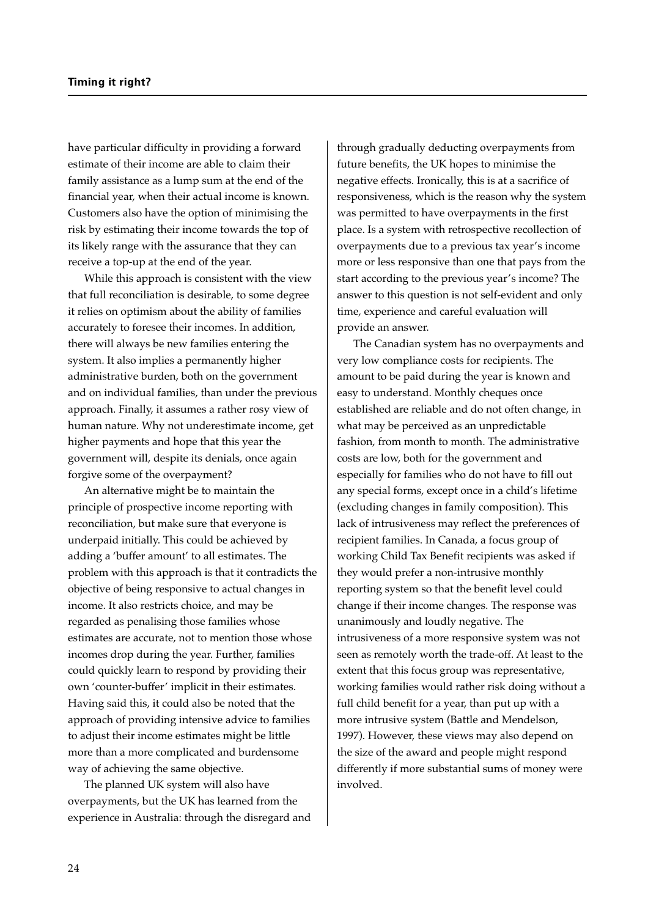have particular difficulty in providing a forward estimate of their income are able to claim their family assistance as a lump sum at the end of the financial year, when their actual income is known. Customers also have the option of minimising the risk by estimating their income towards the top of its likely range with the assurance that they can receive a top-up at the end of the year.

While this approach is consistent with the view that full reconciliation is desirable, to some degree it relies on optimism about the ability of families accurately to foresee their incomes. In addition, there will always be new families entering the system. It also implies a permanently higher administrative burden, both on the government and on individual families, than under the previous approach. Finally, it assumes a rather rosy view of human nature. Why not underestimate income, get higher payments and hope that this year the government will, despite its denials, once again forgive some of the overpayment?

An alternative might be to maintain the principle of prospective income reporting with reconciliation, but make sure that everyone is underpaid initially. This could be achieved by adding a 'buffer amount' to all estimates. The problem with this approach is that it contradicts the objective of being responsive to actual changes in income. It also restricts choice, and may be regarded as penalising those families whose estimates are accurate, not to mention those whose incomes drop during the year. Further, families could quickly learn to respond by providing their own 'counter-buffer' implicit in their estimates. Having said this, it could also be noted that the approach of providing intensive advice to families to adjust their income estimates might be little more than a more complicated and burdensome way of achieving the same objective.

The planned UK system will also have overpayments, but the UK has learned from the experience in Australia: through the disregard and through gradually deducting overpayments from future benefits, the UK hopes to minimise the negative effects. Ironically, this is at a sacrifice of responsiveness, which is the reason why the system was permitted to have overpayments in the first place. Is a system with retrospective recollection of overpayments due to a previous tax year's income more or less responsive than one that pays from the start according to the previous year's income? The answer to this question is not self-evident and only time, experience and careful evaluation will provide an answer.

The Canadian system has no overpayments and very low compliance costs for recipients. The amount to be paid during the year is known and easy to understand. Monthly cheques once established are reliable and do not often change, in what may be perceived as an unpredictable fashion, from month to month. The administrative costs are low, both for the government and especially for families who do not have to fill out any special forms, except once in a child's lifetime (excluding changes in family composition). This lack of intrusiveness may reflect the preferences of recipient families. In Canada, a focus group of working Child Tax Benefit recipients was asked if they would prefer a non-intrusive monthly reporting system so that the benefit level could change if their income changes. The response was unanimously and loudly negative. The intrusiveness of a more responsive system was not seen as remotely worth the trade-off. At least to the extent that this focus group was representative, working families would rather risk doing without a full child benefit for a year, than put up with a more intrusive system (Battle and Mendelson, 1997). However, these views may also depend on the size of the award and people might respond differently if more substantial sums of money were involved.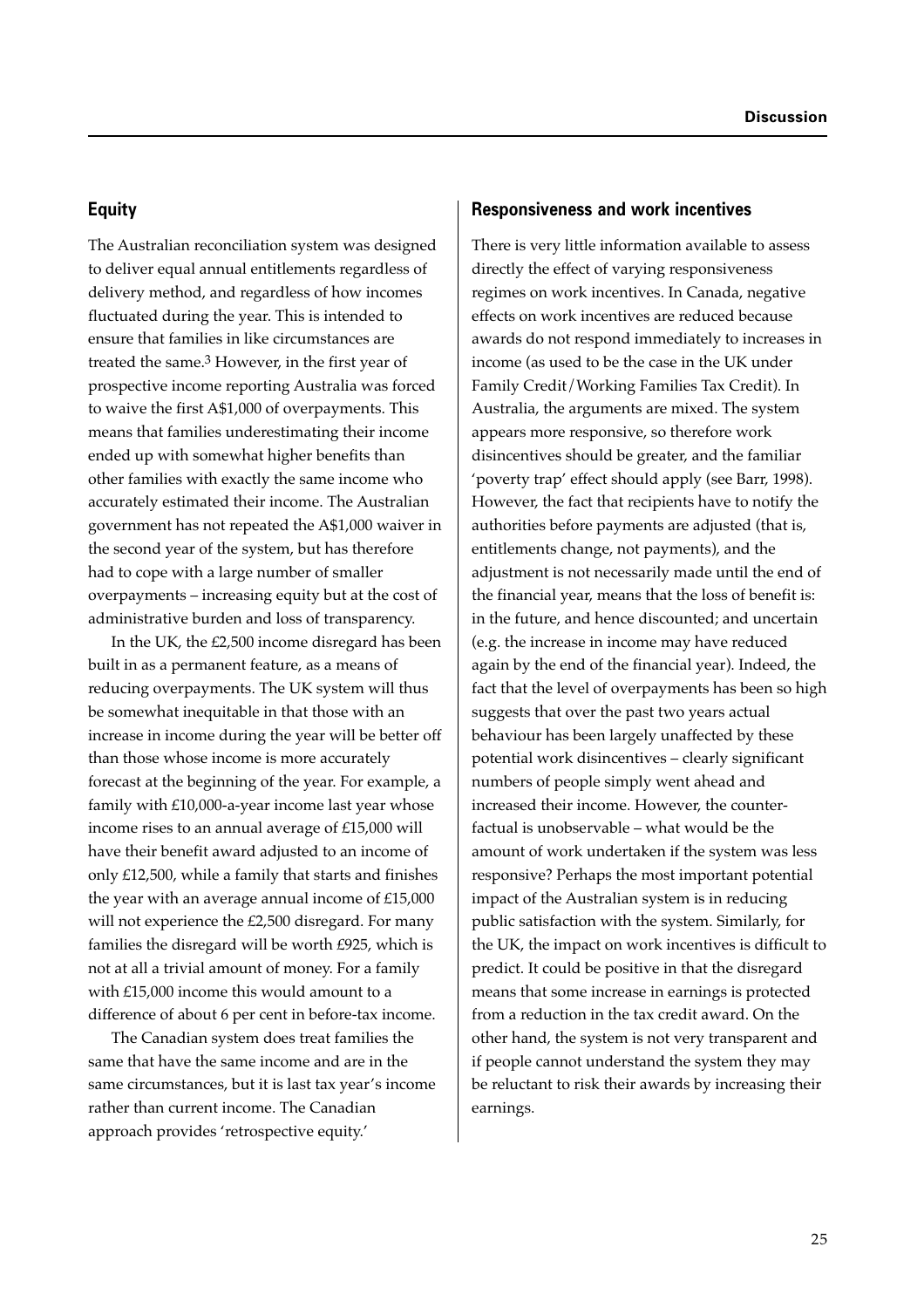## Equity

The Australian reconciliation system was designed to deliver equal annual entitlements regardless of delivery method, and regardless of how incomes fluctuated during the year. This is intended to ensure that families in like circumstances are treated the same.[3] However, in the first year of prospective income reporting Australia was forced to waive the first A$1,000 of overpayments. This means that families underestimating their income ended up with somewhat higher benefits than other families with exactly the same income who accurately estimated their income. The Australian government has not repeated the A$1,000 waiver in the second year of the system, but has therefore had to cope with a large number of smaller overpayments – increasing equity but at the cost of administrative burden and loss of transparency.

In the UK, the £2,500 income disregard has been built in as a permanent feature, as a means of reducing overpayments. The UK system will thus be somewhat inequitable in that those with an increase in income during the year will be better off than those whose income is more accurately forecast at the beginning of the year. For example, a family with £10,000-a-year income last year whose income rises to an annual average of £15,000 will have their benefit award adjusted to an income of only £12,500, while a family that starts and finishes the year with an average annual income of £15,000 will not experience the £2,500 disregard. For many families the disregard will be worth £925, which is not at all a trivial amount of money. For a family with £15,000 income this would amount to a difference of about 6 per cent in before-tax income.

The Canadian system does treat families the same that have the same income and are in the same circumstances, but it is last tax year's income rather than current income. The Canadian approach provides 'retrospective equity.'

## Responsiveness and work incentives

There is very little information available to assess directly the effect of varying responsiveness regimes on work incentives. In Canada, negative effects on work incentives are reduced because awards do not respond immediately to increases in income (as used to be the case in the UK under Family Credit/Working Families Tax Credit). In Australia, the arguments are mixed. The system appears more responsive, so therefore work disincentives should be greater, and the familiar 'poverty trap' effect should apply (see Barr, 1998). However, the fact that recipients have to notify the authorities before payments are adjusted (that is, entitlements change, not payments), and the adjustment is not necessarily made until the end of the financial year, means that the loss of benefit is: in the future, and hence discounted; and uncertain (e.g. the increase in income may have reduced again by the end of the financial year). Indeed, the fact that the level of overpayments has been so high suggests that over the past two years actual behaviour has been largely unaffected by these potential work disincentives – clearly significant numbers of people simply went ahead and increased their income. However, the counter-factual is unobservable – what would be the amount of work undertaken if the system was less responsive? Perhaps the most important potential impact of the Australian system is in reducing public satisfaction with the system. Similarly, for the UK, the impact on work incentives is difficult to predict. It could be positive in that the disregard means that some increase in earnings is protected from a reduction in the tax credit award. On the other hand, the system is not very transparent and if people cannot understand the system they may be reluctant to risk their awards by increasing their earnings.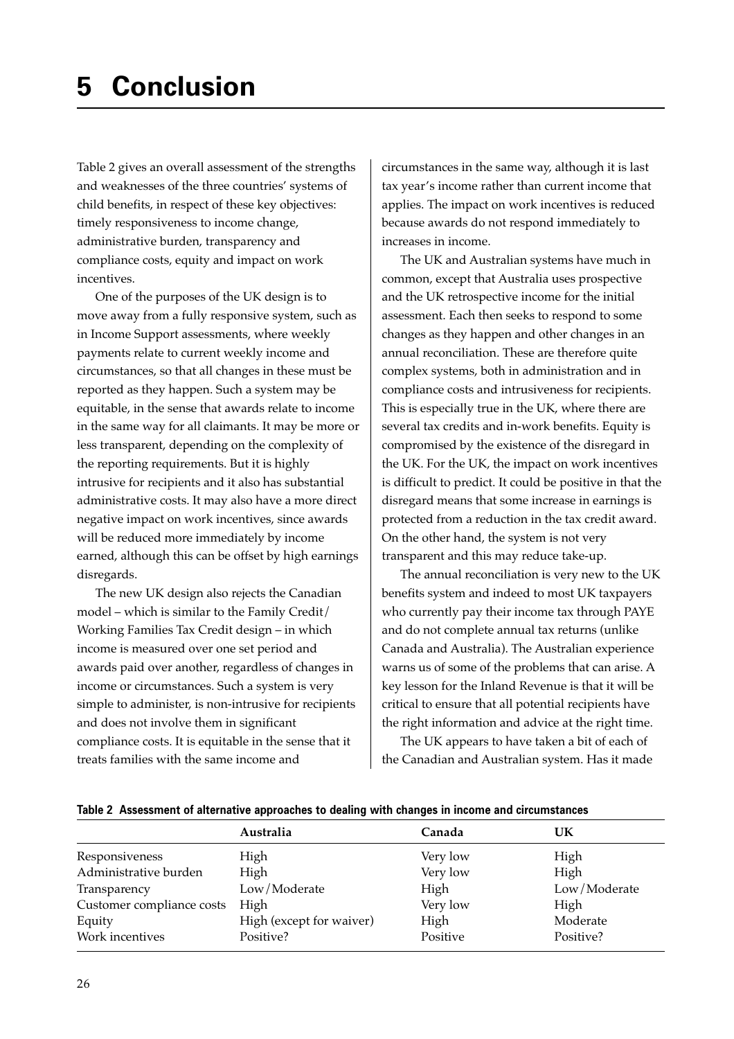# 5 Conclusion

Table 2 gives an overall assessment of the strengths and weaknesses of the three countries' systems of child benefits, in respect of these key objectives: timely responsiveness to income change, administrative burden, transparency and compliance costs, equity and impact on work incentives.

One of the purposes of the UK design is to move away from a fully responsive system, such as in Income Support assessments, where weekly payments relate to current weekly income and circumstances, so that all changes in these must be reported as they happen. Such a system may be equitable, in the sense that awards relate to income in the same way for all claimants. It may be more or less transparent, depending on the complexity of the reporting requirements. But it is highly intrusive for recipients and it also has substantial administrative costs. It may also have a more direct negative impact on work incentives, since awards will be reduced more immediately by income earned, although this can be offset by high earnings disregards.

The new UK design also rejects the Canadian model – which is similar to the Family Credit/ Working Families Tax Credit design – in which income is measured over one set period and awards paid over another, regardless of changes in income or circumstances. Such a system is very simple to administer, is non-intrusive for recipients and does not involve them in significant compliance costs. It is equitable in the sense that it treats families with the same income and circumstances in the same way, although it is last tax year's income rather than current income that applies. The impact on work incentives is reduced because awards do not respond immediately to increases in income.

The UK and Australian systems have much in common, except that Australia uses prospective and the UK retrospective income for the initial assessment. Each then seeks to respond to some changes as they happen and other changes in an annual reconciliation. These are therefore quite complex systems, both in administration and in compliance costs and intrusiveness for recipients. This is especially true in the UK, where there are several tax credits and in-work benefits. Equity is compromised by the existence of the disregard in the UK. For the UK, the impact on work incentives is difficult to predict. It could be positive in that the disregard means that some increase in earnings is protected from a reduction in the tax credit award. On the other hand, the system is not very transparent and this may reduce take-up.

The annual reconciliation is very new to the UK benefits system and indeed to most UK taxpayers who currently pay their income tax through PAYE and do not complete annual tax returns (unlike Canada and Australia). The Australian experience warns us of some of the problems that can arise. A key lesson for the Inland Revenue is that it will be critical to ensure that all potential recipients have the right information and advice at the right time.

The UK appears to have taken a bit of each of the Canadian and Australian system. Has it made

**Table 2 Assessment of alternative approaches to dealing with changes in income and circumstances**

| | Australia | Canada | UK |
|---|---|---|---|
| Responsiveness | High | Very low | High |
| Administrative burden | High | Very low | High |
| Transparency | Low/Moderate | High | Low/Moderate |
| Customer compliance costs | High | Very low | High |
| Equity | High (except for waiver) | High | Moderate |
| Work incentives | Positive? | Positive | Positive? |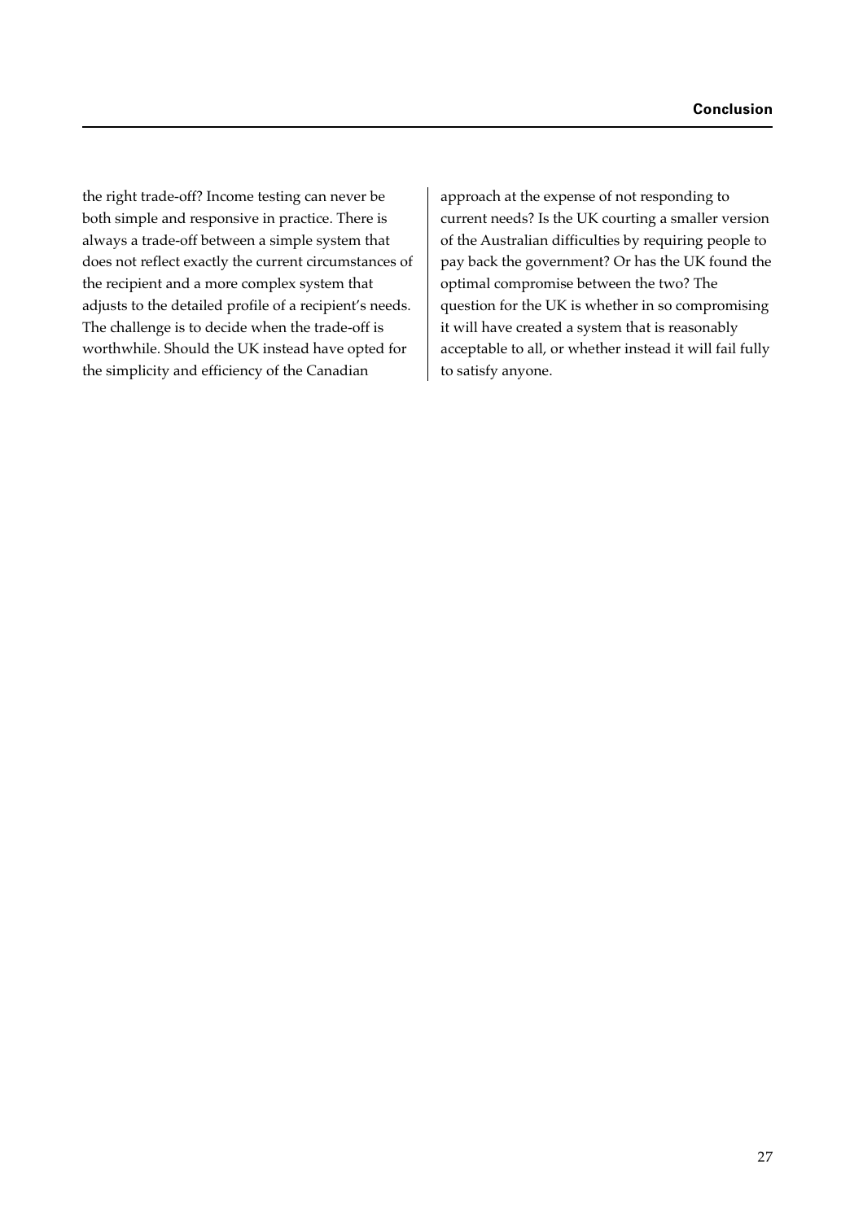the right trade-off? Income testing can never be both simple and responsive in practice. There is always a trade-off between a simple system that does not reflect exactly the current circumstances of the recipient and a more complex system that adjusts to the detailed profile of a recipient's needs. The challenge is to decide when the trade-off is worthwhile. Should the UK instead have opted for the simplicity and efficiency of the Canadian approach at the expense of not responding to current needs? Is the UK courting a smaller version of the Australian difficulties by requiring people to pay back the government? Or has the UK found the optimal compromise between the two? The question for the UK is whether in so compromising it will have created a system that is reasonably acceptable to all, or whether instead it will fail fully to satisfy anyone.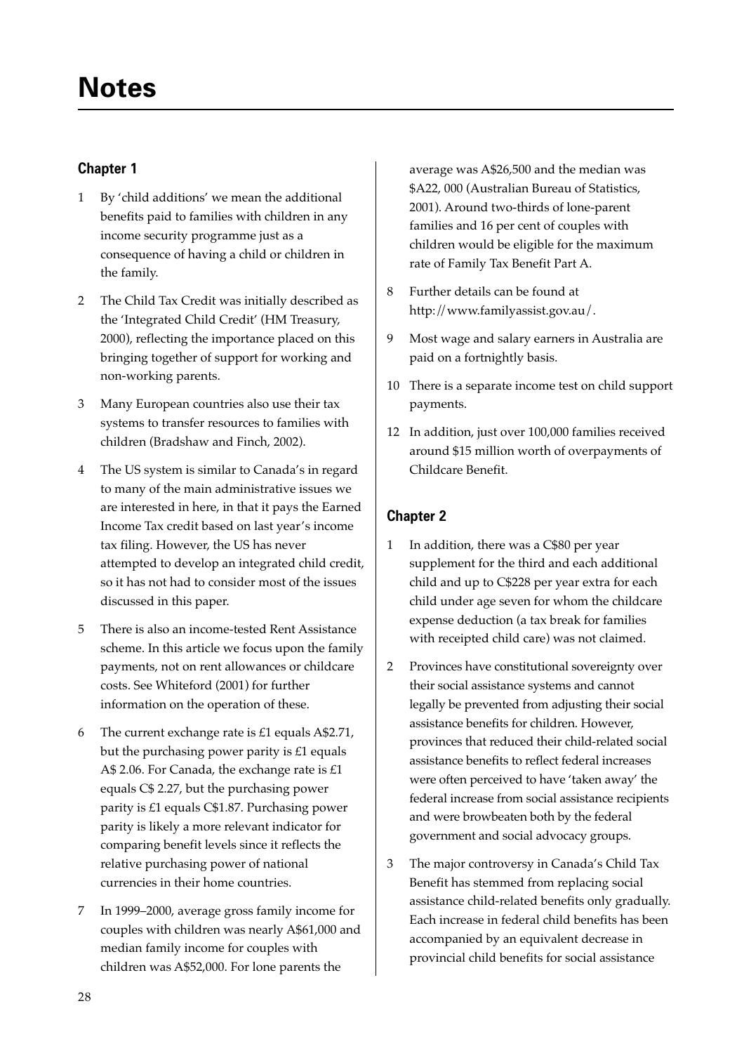# Notes

## Chapter 1

1 By 'child additions' we mean the additional benefits paid to families with children in any income security programme just as a consequence of having a child or children in the family.

2 The Child Tax Credit was initially described as the 'Integrated Child Credit' (HM Treasury, 2000), reflecting the importance placed on this bringing together of support for working and non-working parents.

3 Many European countries also use their tax systems to transfer resources to families with children (Bradshaw and Finch, 2002).

4 The US system is similar to Canada's in regard to many of the main administrative issues we are interested in here, in that it pays the Earned Income Tax credit based on last year's income tax filing. However, the US has never attempted to develop an integrated child credit, so it has not had to consider most of the issues discussed in this paper.

5 There is also an income-tested Rent Assistance scheme. In this article we focus upon the family payments, not on rent allowances or childcare costs. See Whiteford (2001) for further information on the operation of these.

6 The current exchange rate is £1 equals A$2.71, but the purchasing power parity is £1 equals A$ 2.06. For Canada, the exchange rate is £1 equals C$ 2.27, but the purchasing power parity is £1 equals C$1.87. Purchasing power parity is likely a more relevant indicator for comparing benefit levels since it reflects the relative purchasing power of national currencies in their home countries.

7 In 1999–2000, average gross family income for couples with children was nearly A$61,000 and median family income for couples with children was A$52,000. For lone parents the average was A$26,500 and the median was $A22, 000 (Australian Bureau of Statistics, 2001). Around two-thirds of lone-parent families and 16 per cent of couples with children would be eligible for the maximum rate of Family Tax Benefit Part A.

8 Further details can be found at http://www.familyassist.gov.au/.

9 Most wage and salary earners in Australia are paid on a fortnightly basis.

10 There is a separate income test on child support payments.

12 In addition, just over 100,000 families received around $15 million worth of overpayments of Childcare Benefit.

## Chapter 2

1 In addition, there was a C$80 per year supplement for the third and each additional child and up to C$228 per year extra for each child under age seven for whom the childcare expense deduction (a tax break for families with receipted child care) was not claimed.

2 Provinces have constitutional sovereignty over their social assistance systems and cannot legally be prevented from adjusting their social assistance benefits for children. However, provinces that reduced their child-related social assistance benefits to reflect federal increases were often perceived to have 'taken away' the federal increase from social assistance recipients and were browbeaten both by the federal government and social advocacy groups.

3 The major controversy in Canada's Child Tax Benefit has stemmed from replacing social assistance child-related benefits only gradually. Each increase in federal child benefits has been accompanied by an equivalent decrease in provincial child benefits for social assistance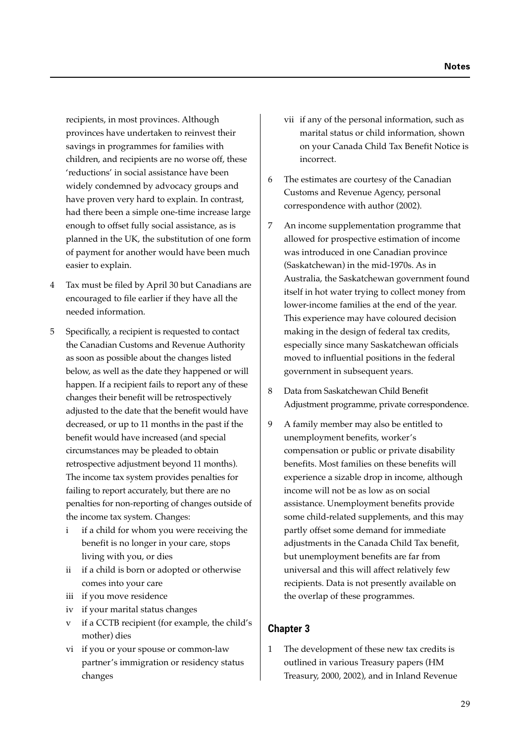recipients, in most provinces. Although provinces have undertaken to reinvest their savings in programmes for families with children, and recipients are no worse off, these 'reductions' in social assistance have been widely condemned by advocacy groups and have proven very hard to explain. In contrast, had there been a simple one-time increase large enough to offset fully social assistance, as is planned in the UK, the substitution of one form of payment for another would have been much easier to explain.

4 Tax must be filed by April 30 but Canadians are encouraged to file earlier if they have all the needed information.

5 Specifically, a recipient is requested to contact the Canadian Customs and Revenue Authority as soon as possible about the changes listed below, as well as the date they happened or will happen. If a recipient fails to report any of these changes their benefit will be retrospectively adjusted to the date that the benefit would have decreased, or up to 11 months in the past if the benefit would have increased (and special circumstances may be pleaded to obtain retrospective adjustment beyond 11 months). The income tax system provides penalties for failing to report accurately, but there are no penalties for non-reporting of changes outside of the income tax system. Changes:

   i if a child for whom you were receiving the benefit is no longer in your care, stops living with you, or dies
   ii if a child is born or adopted or otherwise comes into your care
   iii if you move residence
   iv if your marital status changes
   v if a CCTB recipient (for example, the child's mother) dies
   vi if you or your spouse or common-law partner's immigration or residency status changes
   vii if any of the personal information, such as marital status or child information, shown on your Canada Child Tax Benefit Notice is incorrect.

6 The estimates are courtesy of the Canadian Customs and Revenue Agency, personal correspondence with author (2002).

7 An income supplementation programme that allowed for prospective estimation of income was introduced in one Canadian province (Saskatchewan) in the mid-1970s. As in Australia, the Saskatchewan government found itself in hot water trying to collect money from lower-income families at the end of the year. This experience may have coloured decision making in the design of federal tax credits, especially since many Saskatchewan officials moved to influential positions in the federal government in subsequent years.

8 Data from Saskatchewan Child Benefit Adjustment programme, private correspondence.

9 A family member may also be entitled to unemployment benefits, worker's compensation or public or private disability benefits. Most families on these benefits will experience a sizable drop in income, although income will not be as low as on social assistance. Unemployment benefits provide some child-related supplements, and this may partly offset some demand for immediate adjustments in the Canada Child Tax benefit, but unemployment benefits are far from universal and this will affect relatively few recipients. Data is not presently available on the overlap of these programmes.

## Chapter 3

1 The development of these new tax credits is outlined in various Treasury papers (HM Treasury, 2000, 2002), and in Inland Revenue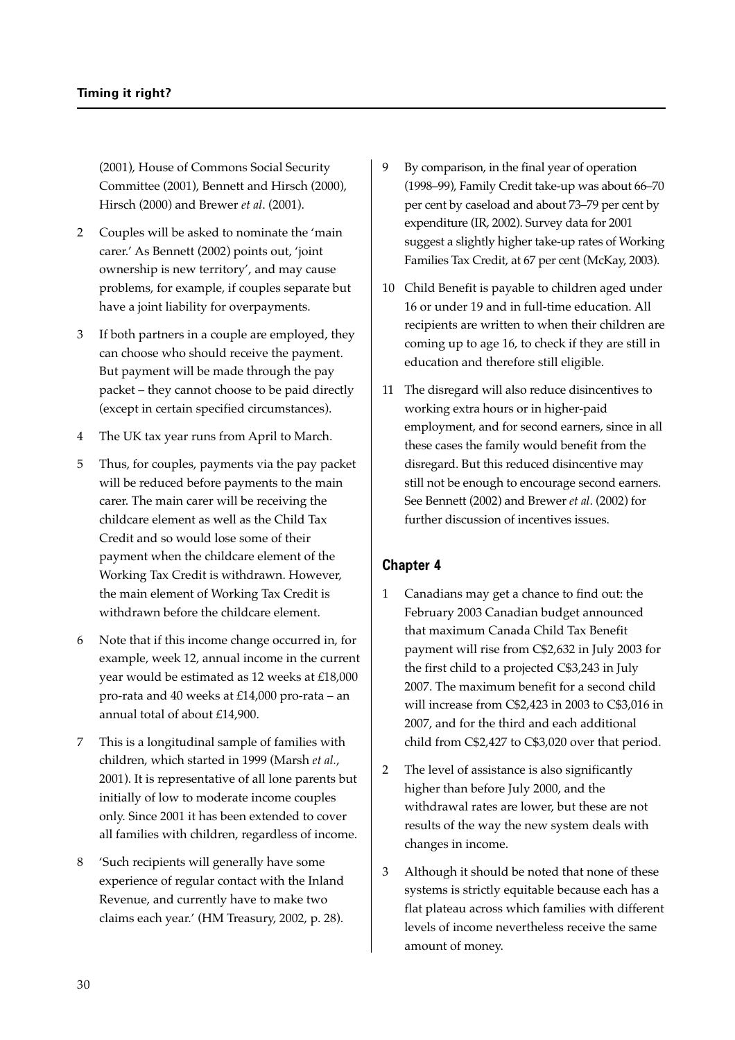(2001), House of Commons Social Security Committee (2001), Bennett and Hirsch (2000), Hirsch (2000) and Brewer *et al*. (2001).

2 Couples will be asked to nominate the 'main carer.' As Bennett (2002) points out, 'joint ownership is new territory', and may cause problems, for example, if couples separate but have a joint liability for overpayments.

3 If both partners in a couple are employed, they can choose who should receive the payment. But payment will be made through the pay packet – they cannot choose to be paid directly (except in certain specified circumstances).

4 The UK tax year runs from April to March.

5 Thus, for couples, payments via the pay packet will be reduced before payments to the main carer. The main carer will be receiving the childcare element as well as the Child Tax Credit and so would lose some of their payment when the childcare element of the Working Tax Credit is withdrawn. However, the main element of Working Tax Credit is withdrawn before the childcare element.

6 Note that if this income change occurred in, for example, week 12, annual income in the current year would be estimated as 12 weeks at £18,000 pro-rata and 40 weeks at £14,000 pro-rata – an annual total of about £14,900.

7 This is a longitudinal sample of families with children, which started in 1999 (Marsh *et al.*, 2001). It is representative of all lone parents but initially of low to moderate income couples only. Since 2001 it has been extended to cover all families with children, regardless of income.

8 'Such recipients will generally have some experience of regular contact with the Inland Revenue, and currently have to make two claims each year.' (HM Treasury, 2002, p. 28).

9 By comparison, in the final year of operation (1998–99), Family Credit take-up was about 66–70 per cent by caseload and about 73–79 per cent by expenditure (IR, 2002). Survey data for 2001 suggest a slightly higher take-up rates of Working Families Tax Credit, at 67 per cent (McKay, 2003).

10 Child Benefit is payable to children aged under 16 or under 19 and in full-time education. All recipients are written to when their children are coming up to age 16, to check if they are still in education and therefore still eligible.

11 The disregard will also reduce disincentives to working extra hours or in higher-paid employment, and for second earners, since in all these cases the family would benefit from the disregard. But this reduced disincentive may still not be enough to encourage second earners. See Bennett (2002) and Brewer *et al*. (2002) for further discussion of incentives issues.

## Chapter 4

1 Canadians may get a chance to find out: the February 2003 Canadian budget announced that maximum Canada Child Tax Benefit payment will rise from C$2,632 in July 2003 for the first child to a projected C$3,243 in July 2007. The maximum benefit for a second child will increase from C$2,423 in 2003 to C$3,016 in 2007, and for the third and each additional child from C$2,427 to C$3,020 over that period.

2 The level of assistance is also significantly higher than before July 2000, and the withdrawal rates are lower, but these are not results of the way the new system deals with changes in income.

3 Although it should be noted that none of these systems is strictly equitable because each has a flat plateau across which families with different levels of income nevertheless receive the same amount of money.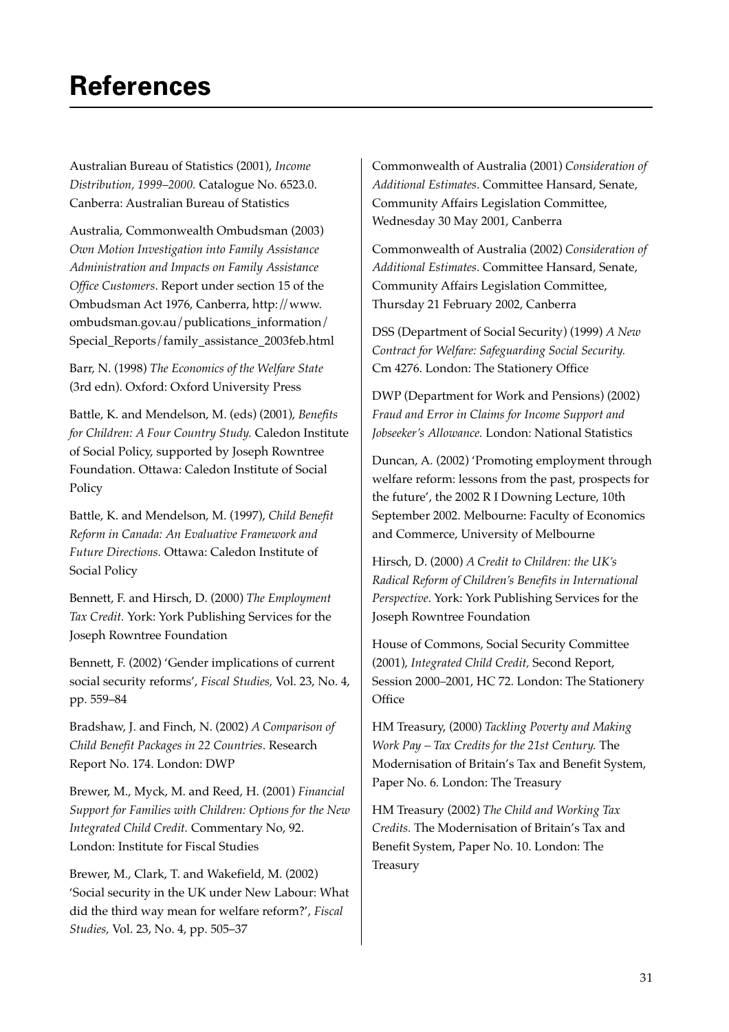# References

Australian Bureau of Statistics (2001), *Income Distribution, 1999–2000.* Catalogue No. 6523.0. Canberra: Australian Bureau of Statistics

Australia, Commonwealth Ombudsman (2003) *Own Motion Investigation into Family Assistance Administration and Impacts on Family Assistance Office Customers*. Report under section 15 of the Ombudsman Act 1976, Canberra, http://www.ombudsman.gov.au/publications_information/Special_Reports/family_assistance_2003feb.html

Barr, N. (1998) *The Economics of the Welfare State* (3rd edn). Oxford: Oxford University Press

Battle, K. and Mendelson, M. (eds) (2001), *Benefits for Children: A Four Country Study.* Caledon Institute of Social Policy, supported by Joseph Rowntree Foundation. Ottawa: Caledon Institute of Social Policy

Battle, K. and Mendelson, M. (1997), *Child Benefit Reform in Canada: An Evaluative Framework and Future Directions.* Ottawa: Caledon Institute of Social Policy

Bennett, F. and Hirsch, D. (2000) *The Employment Tax Credit.* York: York Publishing Services for the Joseph Rowntree Foundation

Bennett, F. (2002) 'Gender implications of current social security reforms', *Fiscal Studies,* Vol. 23, No. 4, pp. 559–84

Bradshaw, J. and Finch, N. (2002) *A Comparison of Child Benefit Packages in 22 Countries*. Research Report No. 174. London: DWP

Brewer, M., Myck, M. and Reed, H. (2001) *Financial Support for Families with Children: Options for the New Integrated Child Credit.* Commentary No, 92. London: Institute for Fiscal Studies

Brewer, M., Clark, T. and Wakefield, M. (2002) 'Social security in the UK under New Labour: What did the third way mean for welfare reform?', *Fiscal Studies,* Vol. 23, No. 4, pp. 505–37

Commonwealth of Australia (2001) *Consideration of Additional Estimates.* Committee Hansard, Senate, Community Affairs Legislation Committee, Wednesday 30 May 2001, Canberra

Commonwealth of Australia (2002) *Consideration of Additional Estimates*. Committee Hansard, Senate, Community Affairs Legislation Committee, Thursday 21 February 2002, Canberra

DSS (Department of Social Security) (1999) *A New Contract for Welfare: Safeguarding Social Security.* Cm 4276. London: The Stationery Office

DWP (Department for Work and Pensions) (2002) *Fraud and Error in Claims for Income Support and Jobseeker's Allowance.* London: National Statistics

Duncan, A. (2002) 'Promoting employment through welfare reform: lessons from the past, prospects for the future', the 2002 R I Downing Lecture, 10th September 2002. Melbourne: Faculty of Economics and Commerce, University of Melbourne

Hirsch, D. (2000) *A Credit to Children: the UK's Radical Reform of Children's Benefits in International Perspective*. York: York Publishing Services for the Joseph Rowntree Foundation

House of Commons, Social Security Committee (2001), *Integrated Child Credit,* Second Report, Session 2000–2001, HC 72. London: The Stationery Office

HM Treasury, (2000) *Tackling Poverty and Making Work Pay – Tax Credits for the 21st Century.* The Modernisation of Britain's Tax and Benefit System, Paper No. 6. London: The Treasury

HM Treasury (2002) *The Child and Working Tax Credits.* The Modernisation of Britain's Tax and Benefit System, Paper No. 10. London: The Treasury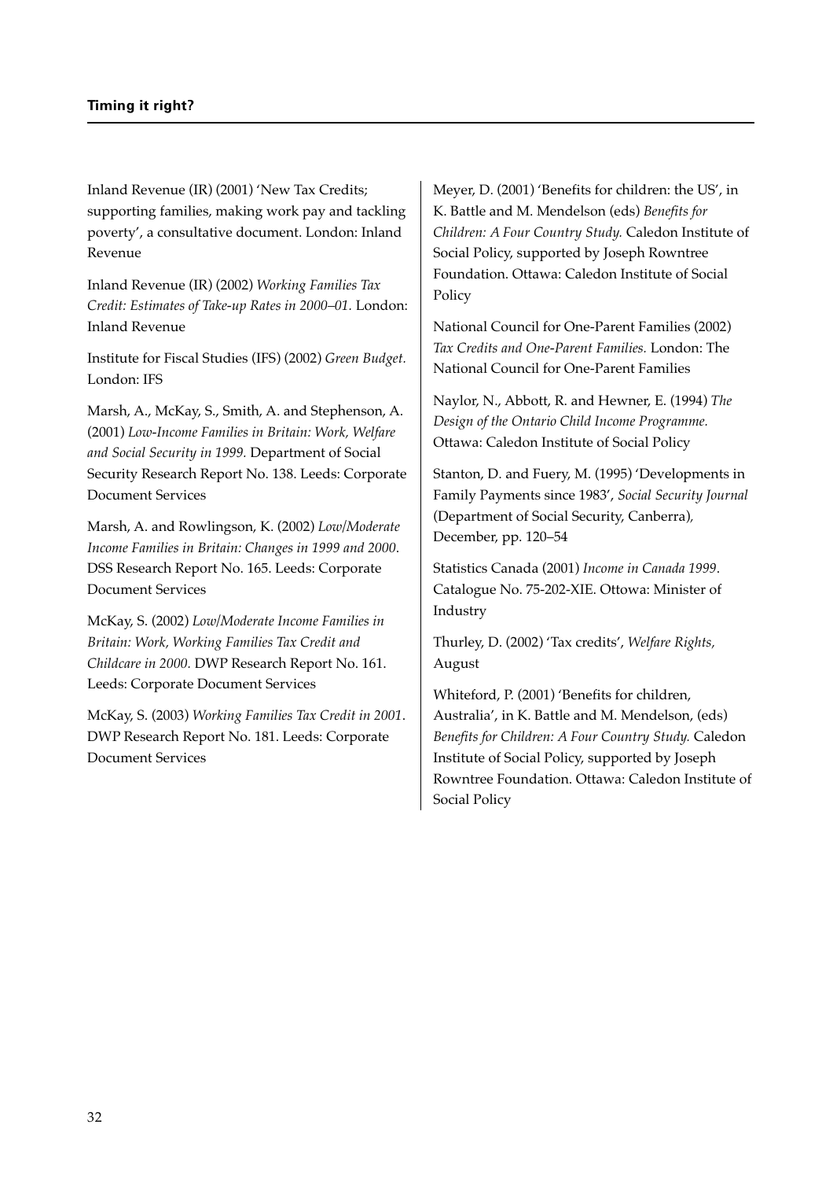Inland Revenue (IR) (2001) 'New Tax Credits; supporting families, making work pay and tackling poverty', a consultative document. London: Inland Revenue

Inland Revenue (IR) (2002) *Working Families Tax Credit: Estimates of Take-up Rates in 2000–01.* London: Inland Revenue

Institute for Fiscal Studies (IFS) (2002) *Green Budget.* London: IFS

Marsh, A., McKay, S., Smith, A. and Stephenson, A. (2001) *Low-Income Families in Britain: Work, Welfare and Social Security in 1999.* Department of Social Security Research Report No. 138. Leeds: Corporate Document Services

Marsh, A. and Rowlingson, K. (2002) *Low/Moderate Income Families in Britain: Changes in 1999 and 2000*. DSS Research Report No. 165. Leeds: Corporate Document Services

McKay, S. (2002) *Low/Moderate Income Families in Britain: Work, Working Families Tax Credit and Childcare in 2000.* DWP Research Report No. 161. Leeds: Corporate Document Services

McKay, S. (2003) *Working Families Tax Credit in 2001*. DWP Research Report No. 181. Leeds: Corporate Document Services

Meyer, D. (2001) 'Benefits for children: the US', in K. Battle and M. Mendelson (eds) *Benefits for Children: A Four Country Study.* Caledon Institute of Social Policy, supported by Joseph Rowntree Foundation. Ottawa: Caledon Institute of Social Policy

National Council for One-Parent Families (2002) *Tax Credits and One-Parent Families.* London: The National Council for One-Parent Families

Naylor, N., Abbott, R. and Hewner, E. (1994) *The Design of the Ontario Child Income Programme.* Ottawa: Caledon Institute of Social Policy

Stanton, D. and Fuery, M. (1995) 'Developments in Family Payments since 1983', *Social Security Journal* (Department of Social Security, Canberra)*,* December, pp. 120–54

Statistics Canada (2001) *Income in Canada 1999*. Catalogue No. 75-202-XIE. Ottowa: Minister of Industry

Thurley, D. (2002) 'Tax credits', *Welfare Rights,* August

Whiteford, P. (2001) 'Benefits for children, Australia', in K. Battle and M. Mendelson, (eds) *Benefits for Children: A Four Country Study.* Caledon Institute of Social Policy, supported by Joseph Rowntree Foundation. Ottawa: Caledon Institute of Social Policy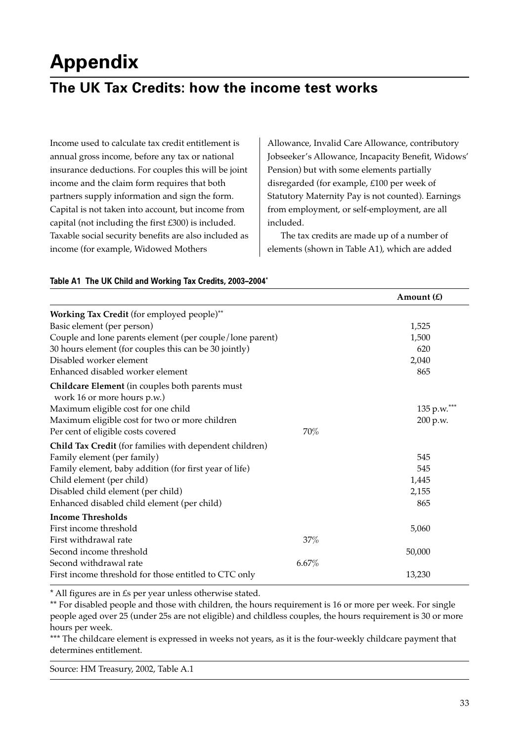# Appendix

## The UK Tax Credits: how the income test works

Income used to calculate tax credit entitlement is annual gross income, before any tax or national insurance deductions. For couples this will be joint income and the claim form requires that both partners supply information and sign the form. Capital is not taken into account, but income from capital (not including the first £300) is included. Taxable social security benefits are also included as income (for example, Widowed Mothers Allowance, Invalid Care Allowance, contributory Jobseeker's Allowance, Incapacity Benefit, Widows' Pension) but with some elements partially disregarded (for example, £100 per week of Statutory Maternity Pay is not counted). Earnings from employment, or self-employment, are all included.

The tax credits are made up of a number of elements (shown in Table A1), which are added

**Table A1 The UK Child and Working Tax Credits, 2003–2004***

| | | Amount (£) |
|---|---|---|
| **Working Tax Credit** (for employed people)** | | |
| Basic element (per person) | | 1,525 |
| Couple and lone parents element (per couple/lone parent) | | 1,500 |
| 30 hours element (for couples this can be 30 jointly) | | 620 |
| Disabled worker element | | 2,040 |
| Enhanced disabled worker element | | 865 |
| **Childcare Element** (in couples both parents must work 16 or more hours p.w.) | | |
| Maximum eligible cost for one child | | 135 p.w.*** |
| Maximum eligible cost for two or more children | | 200 p.w. |
| Per cent of eligible costs covered | 70% | |
| **Child Tax Credit** (for families with dependent children) | | |
| Family element (per family) | | 545 |
| Family element, baby addition (for first year of life) | | 545 |
| Child element (per child) | | 1,445 |
| Disabled child element (per child) | | 2,155 |
| Enhanced disabled child element (per child) | | 865 |
| **Income Thresholds** | | |
| First income threshold | | 5,060 |
| First withdrawal rate | 37% | |
| Second income threshold | | 50,000 |
| Second withdrawal rate | 6.67% | |
| First income threshold for those entitled to CTC only | | 13,230 |

\* All figures are in £s per year unless otherwise stated.

** For disabled people and those with children, the hours requirement is 16 or more per week. For single people aged over 25 (under 25s are not eligible) and childless couples, the hours requirement is 30 or more hours per week.

*** The childcare element is expressed in weeks not years, as it is the four-weekly childcare payment that determines entitlement.

Source: HM Treasury, 2002, Table A.1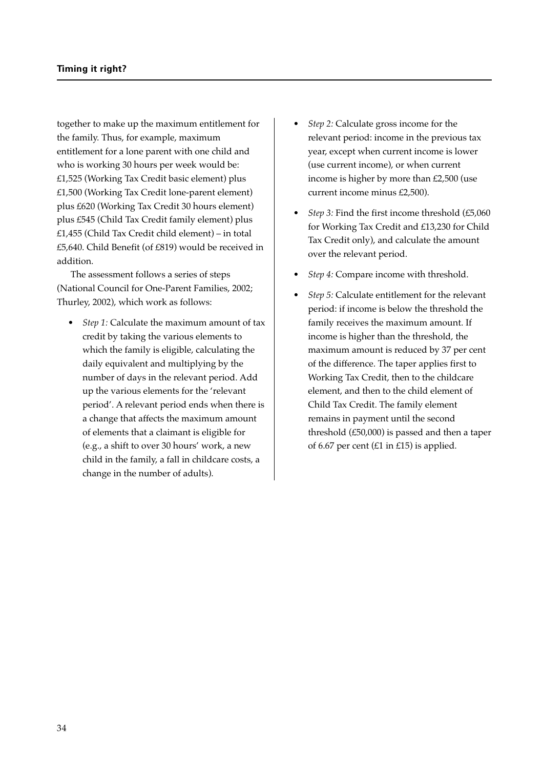together to make up the maximum entitlement for the family. Thus, for example, maximum entitlement for a lone parent with one child and who is working 30 hours per week would be: £1,525 (Working Tax Credit basic element) plus £1,500 (Working Tax Credit lone-parent element) plus £620 (Working Tax Credit 30 hours element) plus £545 (Child Tax Credit family element) plus £1,455 (Child Tax Credit child element) – in total £5,640. Child Benefit (of £819) would be received in addition.

The assessment follows a series of steps (National Council for One-Parent Families, 2002; Thurley, 2002), which work as follows:

- *Step 1:* Calculate the maximum amount of tax credit by taking the various elements to which the family is eligible, calculating the daily equivalent and multiplying by the number of days in the relevant period. Add up the various elements for the 'relevant period'. A relevant period ends when there is a change that affects the maximum amount of elements that a claimant is eligible for (e.g., a shift to over 30 hours' work, a new child in the family, a fall in childcare costs, a change in the number of adults).
- *Step 2:* Calculate gross income for the relevant period: income in the previous tax year, except when current income is lower (use current income), or when current income is higher by more than £2,500 (use current income minus £2,500).
- *Step 3:* Find the first income threshold (£5,060 for Working Tax Credit and £13,230 for Child Tax Credit only), and calculate the amount over the relevant period.
- *Step 4:* Compare income with threshold.
- *Step 5:* Calculate entitlement for the relevant period: if income is below the threshold the family receives the maximum amount. If income is higher than the threshold, the maximum amount is reduced by 37 per cent of the difference. The taper applies first to Working Tax Credit, then to the childcare element, and then to the child element of Child Tax Credit. The family element remains in payment until the second threshold (£50,000) is passed and then a taper of 6.67 per cent (£1 in £15) is applied.